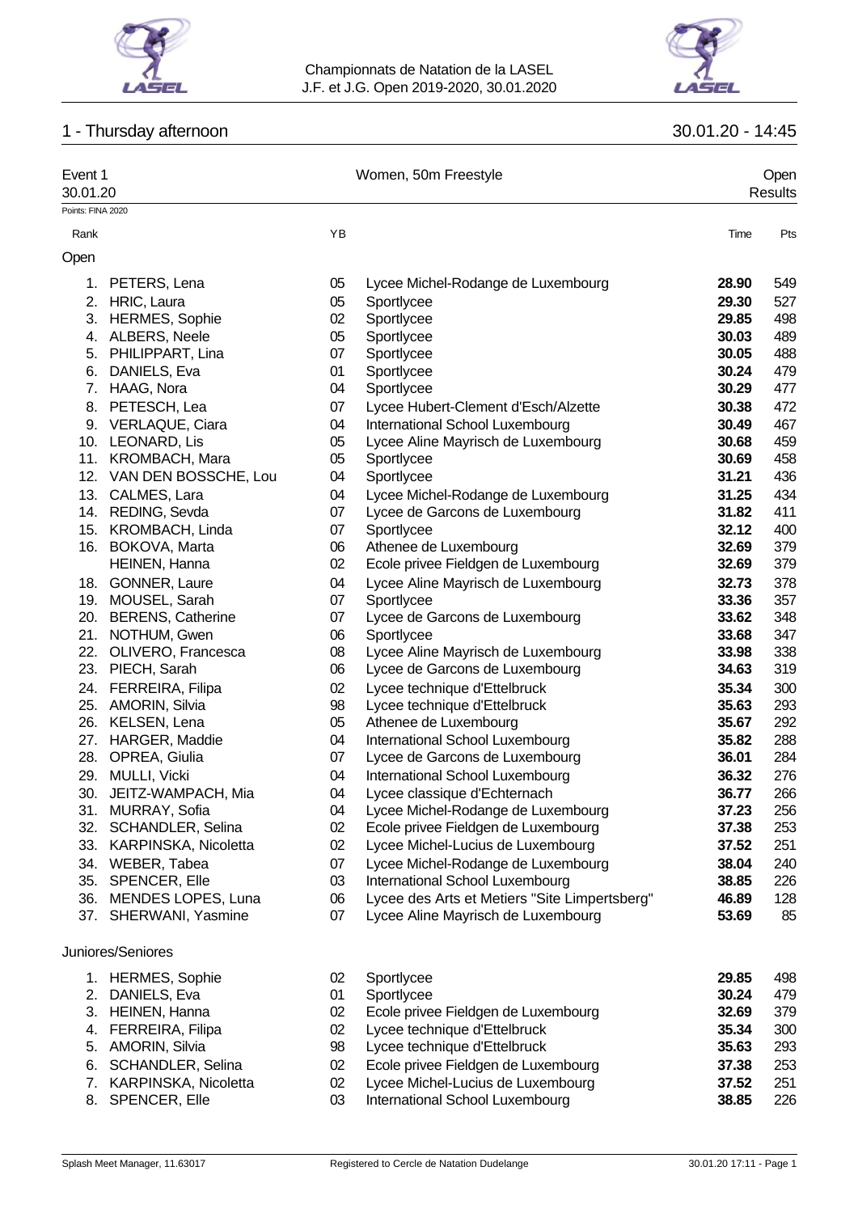Championnats de Natation de la LASEL
J.F. et J.G. Open 2019-2020, 30.01.2020

## 1 - Thursday afternoon

30.01.20 - 14:45

Event 1 — Women, 50m Freestyle — Open
30.01.20 — Results

Points: FINA 2020

### Open

| Rank | Name | YB | Club | Time | Pts |
|---|---|---|---|---|---|
| 1. | PETERS, Lena | 05 | Lycee Michel-Rodange de Luxembourg | **28.90** | 549 |
| 2. | HRIC, Laura | 05 | Sportlycee | **29.30** | 527 |
| 3. | HERMES, Sophie | 02 | Sportlycee | **29.85** | 498 |
| 4. | ALBERS, Neele | 05 | Sportlycee | **30.03** | 489 |
| 5. | PHILIPPART, Lina | 07 | Sportlycee | **30.05** | 488 |
| 6. | DANIELS, Eva | 01 | Sportlycee | **30.24** | 479 |
| 7. | HAAG, Nora | 04 | Sportlycee | **30.29** | 477 |
| 8. | PETESCH, Lea | 07 | Lycee Hubert-Clement d'Esch/Alzette | **30.38** | 472 |
| 9. | VERLAQUE, Ciara | 04 | International School Luxembourg | **30.49** | 467 |
| 10. | LEONARD, Lis | 05 | Lycee Aline Mayrisch de Luxembourg | **30.68** | 459 |
| 11. | KROMBACH, Mara | 05 | Sportlycee | **30.69** | 458 |
| 12. | VAN DEN BOSSCHE, Lou | 04 | Sportlycee | **31.21** | 436 |
| 13. | CALMES, Lara | 04 | Lycee Michel-Rodange de Luxembourg | **31.25** | 434 |
| 14. | REDING, Sevda | 07 | Lycee de Garcons de Luxembourg | **31.82** | 411 |
| 15. | KROMBACH, Linda | 07 | Sportlycee | **32.12** | 400 |
| 16. | BOKOVA, Marta | 06 | Athenee de Luxembourg | **32.69** | 379 |
| | HEINEN, Hanna | 02 | Ecole privee Fieldgen de Luxembourg | **32.69** | 379 |
| 18. | GONNER, Laure | 04 | Lycee Aline Mayrisch de Luxembourg | **32.73** | 378 |
| 19. | MOUSEL, Sarah | 07 | Sportlycee | **33.36** | 357 |
| 20. | BERENS, Catherine | 07 | Lycee de Garcons de Luxembourg | **33.62** | 348 |
| 21. | NOTHUM, Gwen | 06 | Sportlycee | **33.68** | 347 |
| 22. | OLIVERO, Francesca | 08 | Lycee Aline Mayrisch de Luxembourg | **33.98** | 338 |
| 23. | PIECH, Sarah | 06 | Lycee de Garcons de Luxembourg | **34.63** | 319 |
| 24. | FERREIRA, Filipa | 02 | Lycee technique d'Ettelbruck | **35.34** | 300 |
| 25. | AMORIN, Silvia | 98 | Lycee technique d'Ettelbruck | **35.63** | 293 |
| 26. | KELSEN, Lena | 05 | Athenee de Luxembourg | **35.67** | 292 |
| 27. | HARGER, Maddie | 04 | International School Luxembourg | **35.82** | 288 |
| 28. | OPREA, Giulia | 07 | Lycee de Garcons de Luxembourg | **36.01** | 284 |
| 29. | MULLI, Vicki | 04 | International School Luxembourg | **36.32** | 276 |
| 30. | JEITZ-WAMPACH, Mia | 04 | Lycee classique d'Echternach | **36.77** | 266 |
| 31. | MURRAY, Sofia | 04 | Lycee Michel-Rodange de Luxembourg | **37.23** | 256 |
| 32. | SCHANDLER, Selina | 02 | Ecole privee Fieldgen de Luxembourg | **37.38** | 253 |
| 33. | KARPINSKA, Nicoletta | 02 | Lycee Michel-Lucius de Luxembourg | **37.52** | 251 |
| 34. | WEBER, Tabea | 07 | Lycee Michel-Rodange de Luxembourg | **38.04** | 240 |
| 35. | SPENCER, Elle | 03 | International School Luxembourg | **38.85** | 226 |
| 36. | MENDES LOPES, Luna | 06 | Lycee des Arts et Metiers "Site Limpertsberg" | **46.89** | 128 |
| 37. | SHERWANI, Yasmine | 07 | Lycee Aline Mayrisch de Luxembourg | **53.69** | 85 |

### Juniores/Seniores

| Rank | Name | YB | Club | Time | Pts |
|---|---|---|---|---|---|
| 1. | HERMES, Sophie | 02 | Sportlycee | **29.85** | 498 |
| 2. | DANIELS, Eva | 01 | Sportlycee | **30.24** | 479 |
| 3. | HEINEN, Hanna | 02 | Ecole privee Fieldgen de Luxembourg | **32.69** | 379 |
| 4. | FERREIRA, Filipa | 02 | Lycee technique d'Ettelbruck | **35.34** | 300 |
| 5. | AMORIN, Silvia | 98 | Lycee technique d'Ettelbruck | **35.63** | 293 |
| 6. | SCHANDLER, Selina | 02 | Ecole privee Fieldgen de Luxembourg | **37.38** | 253 |
| 7. | KARPINSKA, Nicoletta | 02 | Lycee Michel-Lucius de Luxembourg | **37.52** | 251 |
| 8. | SPENCER, Elle | 03 | International School Luxembourg | **38.85** | 226 |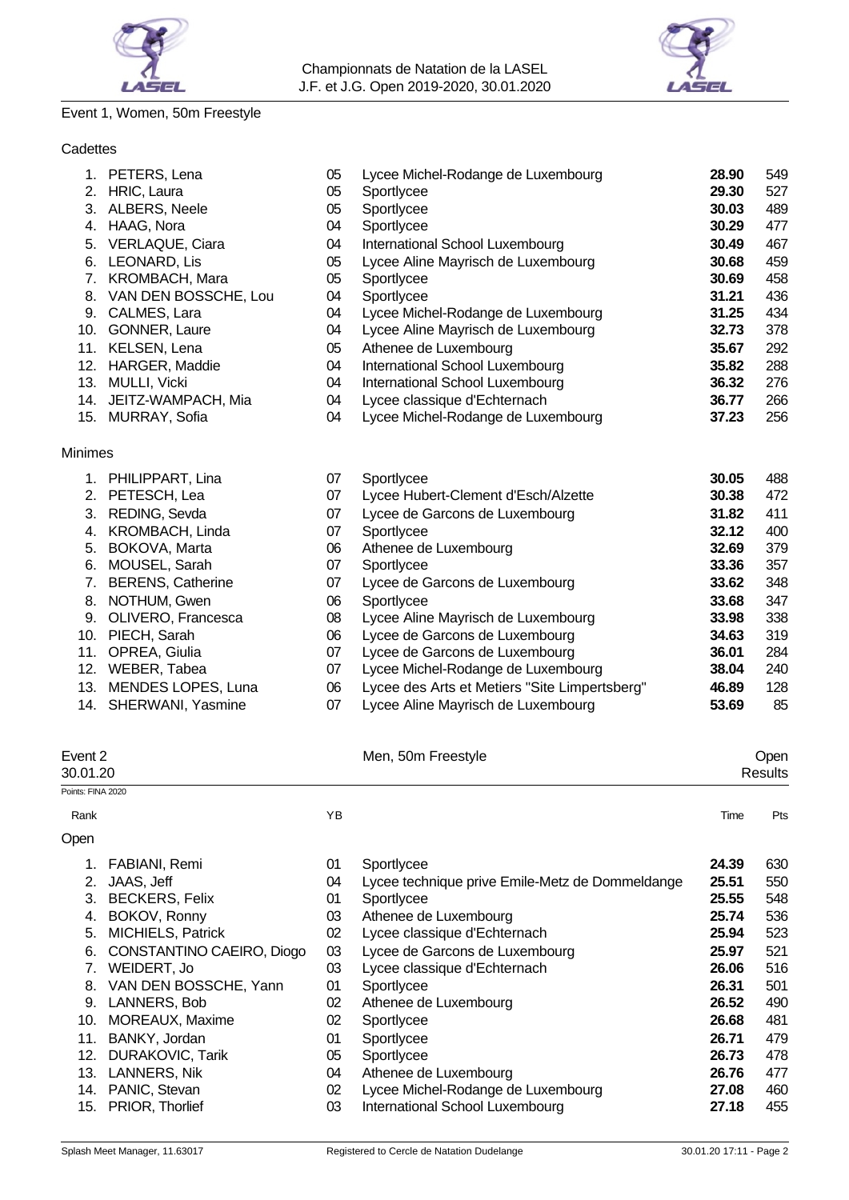## Event 1, Women, 50m Freestyle

### Cadettes

| Rank | Name | YB | Club | Time | Pts |
|---|---|---|---|---|---|
| 1. | PETERS, Lena | 05 | Lycee Michel-Rodange de Luxembourg | **28.90** | 549 |
| 2. | HRIC, Laura | 05 | Sportlycee | **29.30** | 527 |
| 3. | ALBERS, Neele | 05 | Sportlycee | **30.03** | 489 |
| 4. | HAAG, Nora | 04 | Sportlycee | **30.29** | 477 |
| 5. | VERLAQUE, Ciara | 04 | International School Luxembourg | **30.49** | 467 |
| 6. | LEONARD, Lis | 05 | Lycee Aline Mayrisch de Luxembourg | **30.68** | 459 |
| 7. | KROMBACH, Mara | 05 | Sportlycee | **30.69** | 458 |
| 8. | VAN DEN BOSSCHE, Lou | 04 | Sportlycee | **31.21** | 436 |
| 9. | CALMES, Lara | 04 | Lycee Michel-Rodange de Luxembourg | **31.25** | 434 |
| 10. | GONNER, Laure | 04 | Lycee Aline Mayrisch de Luxembourg | **32.73** | 378 |
| 11. | KELSEN, Lena | 05 | Athenee de Luxembourg | **35.67** | 292 |
| 12. | HARGER, Maddie | 04 | International School Luxembourg | **35.82** | 288 |
| 13. | MULLI, Vicki | 04 | International School Luxembourg | **36.32** | 276 |
| 14. | JEITZ-WAMPACH, Mia | 04 | Lycee classique d'Echternach | **36.77** | 266 |
| 15. | MURRAY, Sofia | 04 | Lycee Michel-Rodange de Luxembourg | **37.23** | 256 |

### Minimes

| Rank | Name | YB | Club | Time | Pts |
|---|---|---|---|---|---|
| 1. | PHILIPPART, Lina | 07 | Sportlycee | **30.05** | 488 |
| 2. | PETESCH, Lea | 07 | Lycee Hubert-Clement d'Esch/Alzette | **30.38** | 472 |
| 3. | REDING, Sevda | 07 | Lycee de Garcons de Luxembourg | **31.82** | 411 |
| 4. | KROMBACH, Linda | 07 | Sportlycee | **32.12** | 400 |
| 5. | BOKOVA, Marta | 06 | Athenee de Luxembourg | **32.69** | 379 |
| 6. | MOUSEL, Sarah | 07 | Sportlycee | **33.36** | 357 |
| 7. | BERENS, Catherine | 07 | Lycee de Garcons de Luxembourg | **33.62** | 348 |
| 8. | NOTHUM, Gwen | 06 | Sportlycee | **33.68** | 347 |
| 9. | OLIVERO, Francesca | 08 | Lycee Aline Mayrisch de Luxembourg | **33.98** | 338 |
| 10. | PIECH, Sarah | 06 | Lycee de Garcons de Luxembourg | **34.63** | 319 |
| 11. | OPREA, Giulia | 07 | Lycee de Garcons de Luxembourg | **36.01** | 284 |
| 12. | WEBER, Tabea | 07 | Lycee Michel-Rodange de Luxembourg | **38.04** | 240 |
| 13. | MENDES LOPES, Luna | 06 | Lycee des Arts et Metiers "Site Limpertsberg" | **46.89** | 128 |
| 14. | SHERWANI, Yasmine | 07 | Lycee Aline Mayrisch de Luxembourg | **53.69** | 85 |

## Event 2 — Men, 50m Freestyle — Open

30.01.20 — Results

Points: FINA 2020

### Open

| Rank | Name | YB | Club | Time | Pts |
|---|---|---|---|---|---|
| 1. | FABIANI, Remi | 01 | Sportlycee | **24.39** | 630 |
| 2. | JAAS, Jeff | 04 | Lycee technique prive Emile-Metz de Dommeldange | **25.51** | 550 |
| 3. | BECKERS, Felix | 01 | Sportlycee | **25.55** | 548 |
| 4. | BOKOV, Ronny | 03 | Athenee de Luxembourg | **25.74** | 536 |
| 5. | MICHIELS, Patrick | 02 | Lycee classique d'Echternach | **25.94** | 523 |
| 6. | CONSTANTINO CAEIRO, Diogo | 03 | Lycee de Garcons de Luxembourg | **25.97** | 521 |
| 7. | WEIDERT, Jo | 03 | Lycee classique d'Echternach | **26.06** | 516 |
| 8. | VAN DEN BOSSCHE, Yann | 01 | Sportlycee | **26.31** | 501 |
| 9. | LANNERS, Bob | 02 | Athenee de Luxembourg | **26.52** | 490 |
| 10. | MOREAUX, Maxime | 02 | Sportlycee | **26.68** | 481 |
| 11. | BANKY, Jordan | 01 | Sportlycee | **26.71** | 479 |
| 12. | DURAKOVIC, Tarik | 05 | Sportlycee | **26.73** | 478 |
| 13. | LANNERS, Nik | 04 | Athenee de Luxembourg | **26.76** | 477 |
| 14. | PANIC, Stevan | 02 | Lycee Michel-Rodange de Luxembourg | **27.08** | 460 |
| 15. | PRIOR, Thorlief | 03 | International School Luxembourg | **27.18** | 455 |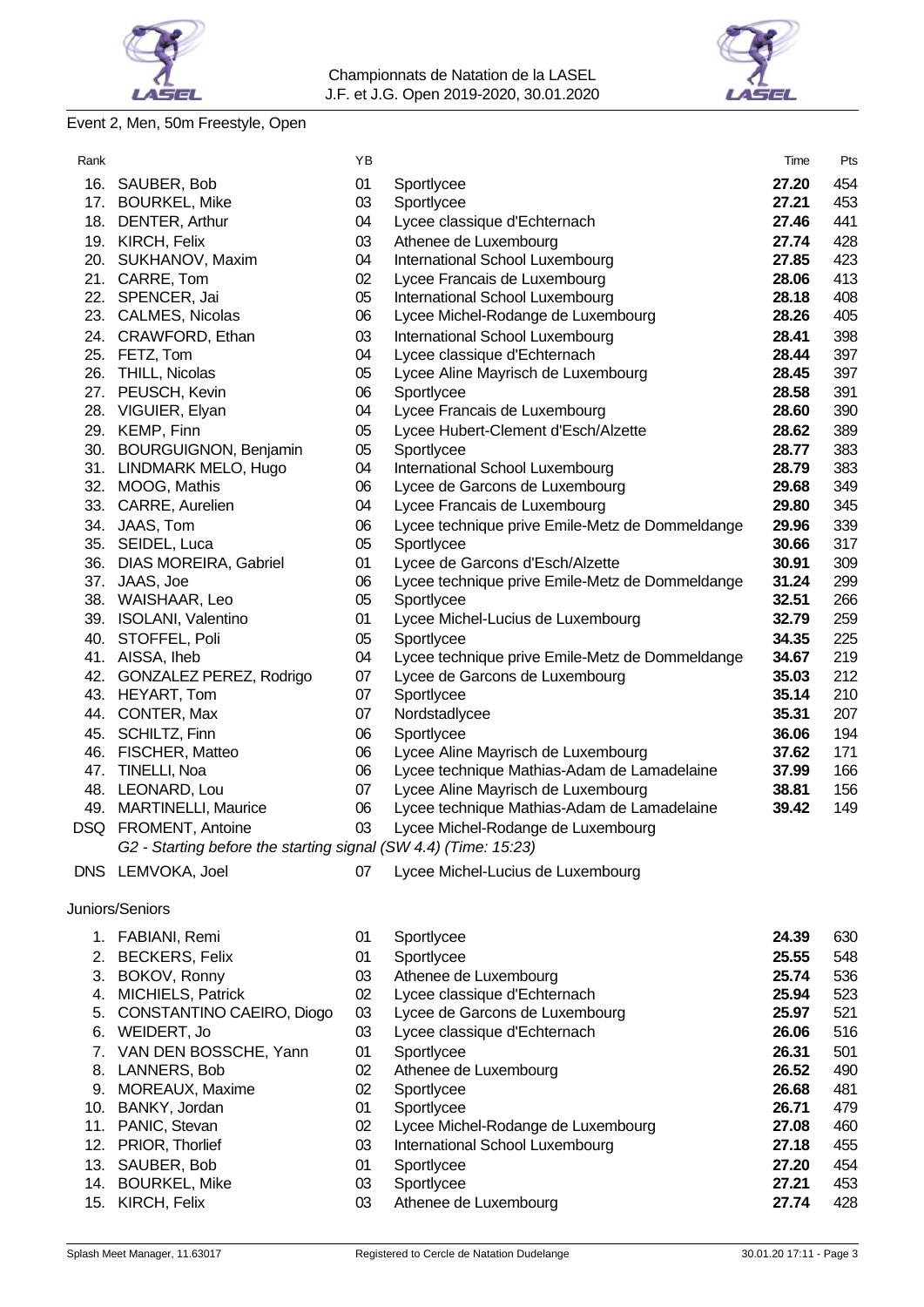Championnats de Natation de la LASEL
J.F. et J.G. Open 2019-2020, 30.01.2020

## Event 2, Men, 50m Freestyle, Open

| Rank | | YB | | Time | Pts |
|---|---|---|---|---|---|
| 16. | SAUBER, Bob | 01 | Sportlycee | **27.20** | 454 |
| 17. | BOURKEL, Mike | 03 | Sportlycee | **27.21** | 453 |
| 18. | DENTER, Arthur | 04 | Lycee classique d'Echternach | **27.46** | 441 |
| 19. | KIRCH, Felix | 03 | Athenee de Luxembourg | **27.74** | 428 |
| 20. | SUKHANOV, Maxim | 04 | International School Luxembourg | **27.85** | 423 |
| 21. | CARRE, Tom | 02 | Lycee Francais de Luxembourg | **28.06** | 413 |
| 22. | SPENCER, Jai | 05 | International School Luxembourg | **28.18** | 408 |
| 23. | CALMES, Nicolas | 06 | Lycee Michel-Rodange de Luxembourg | **28.26** | 405 |
| 24. | CRAWFORD, Ethan | 03 | International School Luxembourg | **28.41** | 398 |
| 25. | FETZ, Tom | 04 | Lycee classique d'Echternach | **28.44** | 397 |
| 26. | THILL, Nicolas | 05 | Lycee Aline Mayrisch de Luxembourg | **28.45** | 397 |
| 27. | PEUSCH, Kevin | 06 | Sportlycee | **28.58** | 391 |
| 28. | VIGUIER, Elyan | 04 | Lycee Francais de Luxembourg | **28.60** | 390 |
| 29. | KEMP, Finn | 05 | Lycee Hubert-Clement d'Esch/Alzette | **28.62** | 389 |
| 30. | BOURGUIGNON, Benjamin | 05 | Sportlycee | **28.77** | 383 |
| 31. | LINDMARK MELO, Hugo | 04 | International School Luxembourg | **28.79** | 383 |
| 32. | MOOG, Mathis | 06 | Lycee de Garcons de Luxembourg | **29.68** | 349 |
| 33. | CARRE, Aurelien | 04 | Lycee Francais de Luxembourg | **29.80** | 345 |
| 34. | JAAS, Tom | 06 | Lycee technique prive Emile-Metz de Dommeldange | **29.96** | 339 |
| 35. | SEIDEL, Luca | 05 | Sportlycee | **30.66** | 317 |
| 36. | DIAS MOREIRA, Gabriel | 01 | Lycee de Garcons d'Esch/Alzette | **30.91** | 309 |
| 37. | JAAS, Joe | 06 | Lycee technique prive Emile-Metz de Dommeldange | **31.24** | 299 |
| 38. | WAISHAAR, Leo | 05 | Sportlycee | **32.51** | 266 |
| 39. | ISOLANI, Valentino | 01 | Lycee Michel-Lucius de Luxembourg | **32.79** | 259 |
| 40. | STOFFEL, Poli | 05 | Sportlycee | **34.35** | 225 |
| 41. | AISSA, Iheb | 04 | Lycee technique prive Emile-Metz de Dommeldange | **34.67** | 219 |
| 42. | GONZALEZ PEREZ, Rodrigo | 07 | Lycee de Garcons de Luxembourg | **35.03** | 212 |
| 43. | HEYART, Tom | 07 | Sportlycee | **35.14** | 210 |
| 44. | CONTER, Max | 07 | Nordstadlycee | **35.31** | 207 |
| 45. | SCHILTZ, Finn | 06 | Sportlycee | **36.06** | 194 |
| 46. | FISCHER, Matteo | 06 | Lycee Aline Mayrisch de Luxembourg | **37.62** | 171 |
| 47. | TINELLI, Noa | 06 | Lycee technique Mathias-Adam de Lamadelaine | **37.99** | 166 |
| 48. | LEONARD, Lou | 07 | Lycee Aline Mayrisch de Luxembourg | **38.81** | 156 |
| 49. | MARTINELLI, Maurice | 06 | Lycee technique Mathias-Adam de Lamadelaine | **39.42** | 149 |
| DSQ | FROMENT, Antoine | 03 | Lycee Michel-Rodange de Luxembourg | | |
| | *G2 - Starting before the starting signal (SW 4.4) (Time: 15:23)* | | | | |
| DNS | LEMVOKA, Joel | 07 | Lycee Michel-Lucius de Luxembourg | | |

### Juniors/Seniors

| Rank | | YB | | Time | Pts |
|---|---|---|---|---|---|
| 1. | FABIANI, Remi | 01 | Sportlycee | **24.39** | 630 |
| 2. | BECKERS, Felix | 01 | Sportlycee | **25.55** | 548 |
| 3. | BOKOV, Ronny | 03 | Athenee de Luxembourg | **25.74** | 536 |
| 4. | MICHIELS, Patrick | 02 | Lycee classique d'Echternach | **25.94** | 523 |
| 5. | CONSTANTINO CAEIRO, Diogo | 03 | Lycee de Garcons de Luxembourg | **25.97** | 521 |
| 6. | WEIDERT, Jo | 03 | Lycee classique d'Echternach | **26.06** | 516 |
| 7. | VAN DEN BOSSCHE, Yann | 01 | Sportlycee | **26.31** | 501 |
| 8. | LANNERS, Bob | 02 | Athenee de Luxembourg | **26.52** | 490 |
| 9. | MOREAUX, Maxime | 02 | Sportlycee | **26.68** | 481 |
| 10. | BANKY, Jordan | 01 | Sportlycee | **26.71** | 479 |
| 11. | PANIC, Stevan | 02 | Lycee Michel-Rodange de Luxembourg | **27.08** | 460 |
| 12. | PRIOR, Thorlief | 03 | International School Luxembourg | **27.18** | 455 |
| 13. | SAUBER, Bob | 01 | Sportlycee | **27.20** | 454 |
| 14. | BOURKEL, Mike | 03 | Sportlycee | **27.21** | 453 |
| 15. | KIRCH, Felix | 03 | Athenee de Luxembourg | **27.74** | 428 |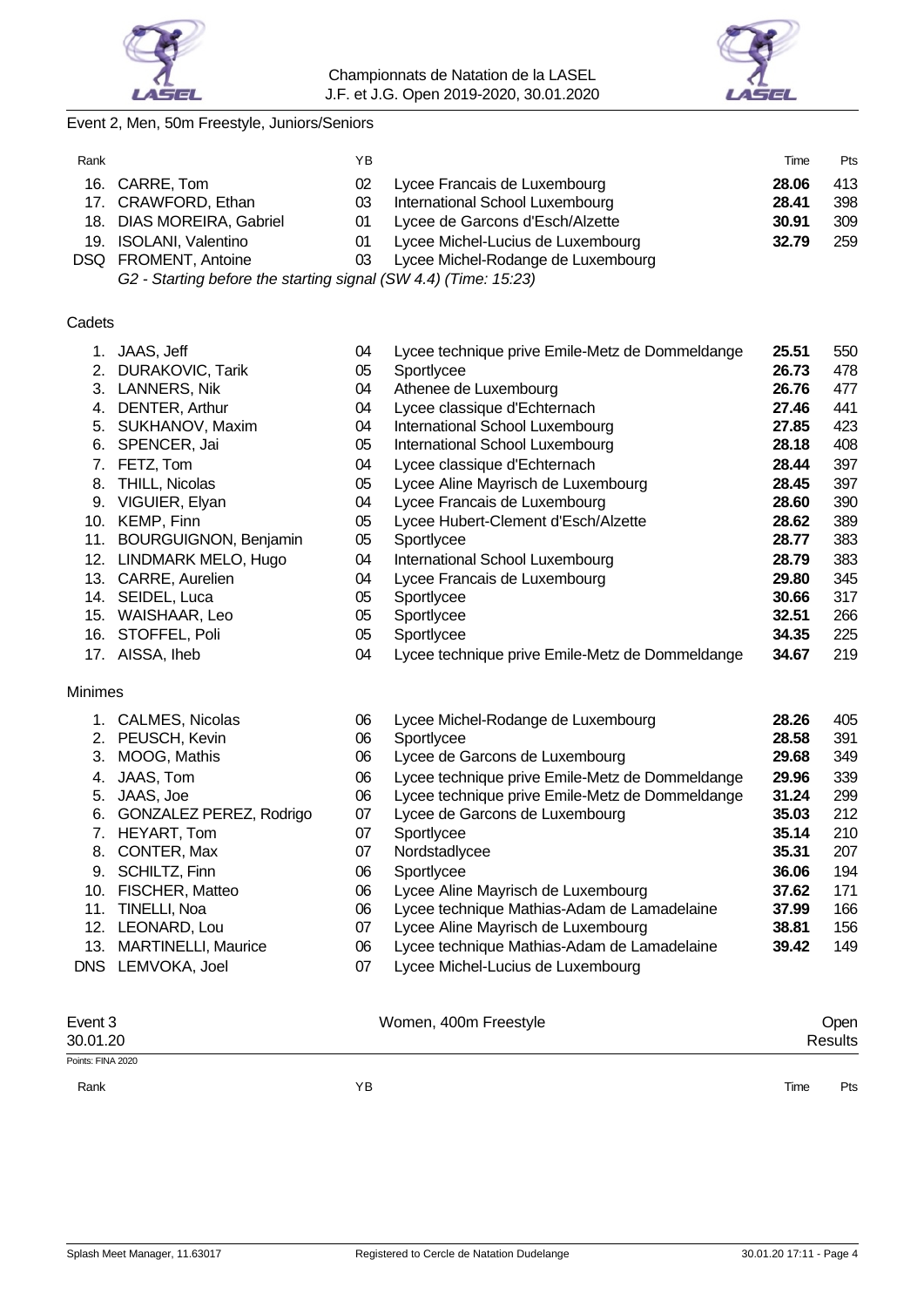Event 2, Men, 50m Freestyle, Juniors/Seniors

| Rank | | YB | | Time | Pts |
|---|---|---|---|---|---|
| 16. | CARRE, Tom | 02 | Lycee Francais de Luxembourg | **28.06** | 413 |
| 17. | CRAWFORD, Ethan | 03 | International School Luxembourg | **28.41** | 398 |
| 18. | DIAS MOREIRA, Gabriel | 01 | Lycee de Garcons d'Esch/Alzette | **30.91** | 309 |
| 19. | ISOLANI, Valentino | 01 | Lycee Michel-Lucius de Luxembourg | **32.79** | 259 |
| DSQ | FROMENT, Antoine | 03 | Lycee Michel-Rodange de Luxembourg | | |

*G2 - Starting before the starting signal (SW 4.4) (Time: 15:23)*

Cadets

| Rank | | YB | | Time | Pts |
|---|---|---|---|---|---|
| 1. | JAAS, Jeff | 04 | Lycee technique prive Emile-Metz de Dommeldange | **25.51** | 550 |
| 2. | DURAKOVIC, Tarik | 05 | Sportlycee | **26.73** | 478 |
| 3. | LANNERS, Nik | 04 | Athenee de Luxembourg | **26.76** | 477 |
| 4. | DENTER, Arthur | 04 | Lycee classique d'Echternach | **27.46** | 441 |
| 5. | SUKHANOV, Maxim | 04 | International School Luxembourg | **27.85** | 423 |
| 6. | SPENCER, Jai | 05 | International School Luxembourg | **28.18** | 408 |
| 7. | FETZ, Tom | 04 | Lycee classique d'Echternach | **28.44** | 397 |
| 8. | THILL, Nicolas | 05 | Lycee Aline Mayrisch de Luxembourg | **28.45** | 397 |
| 9. | VIGUIER, Elyan | 04 | Lycee Francais de Luxembourg | **28.60** | 390 |
| 10. | KEMP, Finn | 05 | Lycee Hubert-Clement d'Esch/Alzette | **28.62** | 389 |
| 11. | BOURGUIGNON, Benjamin | 05 | Sportlycee | **28.77** | 383 |
| 12. | LINDMARK MELO, Hugo | 04 | International School Luxembourg | **28.79** | 383 |
| 13. | CARRE, Aurelien | 04 | Lycee Francais de Luxembourg | **29.80** | 345 |
| 14. | SEIDEL, Luca | 05 | Sportlycee | **30.66** | 317 |
| 15. | WAISHAAR, Leo | 05 | Sportlycee | **32.51** | 266 |
| 16. | STOFFEL, Poli | 05 | Sportlycee | **34.35** | 225 |
| 17. | AISSA, Iheb | 04 | Lycee technique prive Emile-Metz de Dommeldange | **34.67** | 219 |

Minimes

| Rank | | YB | | Time | Pts |
|---|---|---|---|---|---|
| 1. | CALMES, Nicolas | 06 | Lycee Michel-Rodange de Luxembourg | **28.26** | 405 |
| 2. | PEUSCH, Kevin | 06 | Sportlycee | **28.58** | 391 |
| 3. | MOOG, Mathis | 06 | Lycee de Garcons de Luxembourg | **29.68** | 349 |
| 4. | JAAS, Tom | 06 | Lycee technique prive Emile-Metz de Dommeldange | **29.96** | 339 |
| 5. | JAAS, Joe | 06 | Lycee technique prive Emile-Metz de Dommeldange | **31.24** | 299 |
| 6. | GONZALEZ PEREZ, Rodrigo | 07 | Lycee de Garcons de Luxembourg | **35.03** | 212 |
| 7. | HEYART, Tom | 07 | Sportlycee | **35.14** | 210 |
| 8. | CONTER, Max | 07 | Nordstadlycee | **35.31** | 207 |
| 9. | SCHILTZ, Finn | 06 | Sportlycee | **36.06** | 194 |
| 10. | FISCHER, Matteo | 06 | Lycee Aline Mayrisch de Luxembourg | **37.62** | 171 |
| 11. | TINELLI, Noa | 06 | Lycee technique Mathias-Adam de Lamadelaine | **37.99** | 166 |
| 12. | LEONARD, Lou | 07 | Lycee Aline Mayrisch de Luxembourg | **38.81** | 156 |
| 13. | MARTINELLI, Maurice | 06 | Lycee technique Mathias-Adam de Lamadelaine | **39.42** | 149 |
| DNS | LEMVOKA, Joel | 07 | Lycee Michel-Lucius de Luxembourg | | |

Event 3 — Women, 400m Freestyle — Open

30.01.20 — Results

Points: FINA 2020

| Rank | | YB | | Time | Pts |
|---|---|---|---|---|---|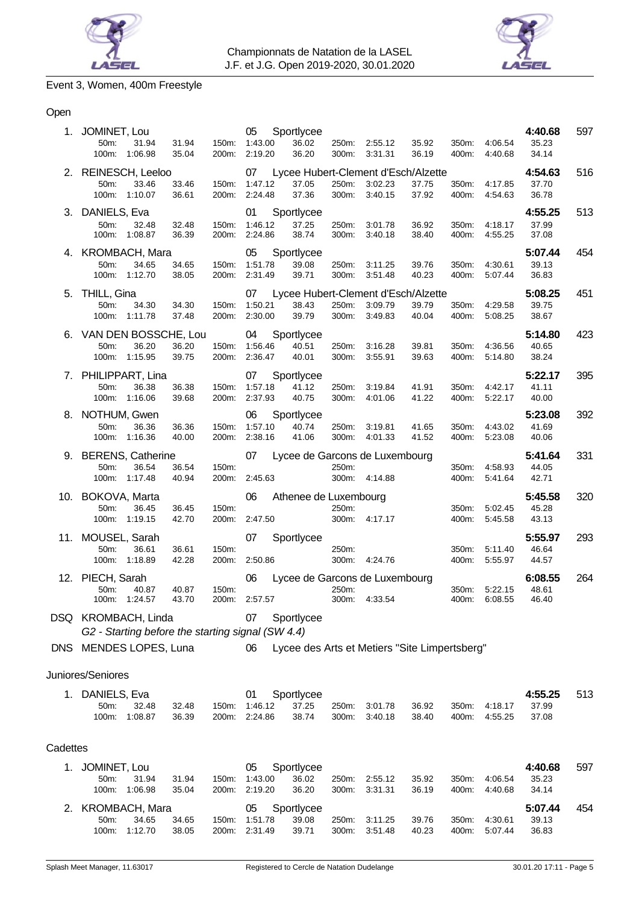Championnats de Natation de la LASEL
J.F. et J.G. Open 2019-2020, 30.01.2020

## Event 3, Women, 400m Freestyle

### Open

| Place | Name | YoB | Club | Time | Points |
|---|---|---|---|---|---|
| 1. | JOMINET, Lou | 05 | Sportlycee | 4:40.68 | 597 |
| | 50m: 31.94 31.94 / 100m: 1:06.98 35.04 / 150m: 1:43.00 36.02 / 200m: 2:19.20 36.20 / 250m: 2:55.12 35.92 / 300m: 3:31.31 36.19 / 350m: 4:06.54 35.23 / 400m: 4:40.68 34.14 | | | | |
| 2. | REINESCH, Leeloo | 07 | Lycee Hubert-Clement d'Esch/Alzette | 4:54.63 | 516 |
| | 50m: 33.46 33.46 / 100m: 1:10.07 36.61 / 150m: 1:47.12 37.05 / 200m: 2:24.48 37.36 / 250m: 3:02.23 37.75 / 300m: 3:40.15 37.92 / 350m: 4:17.85 37.70 / 400m: 4:54.63 36.78 | | | | |
| 3. | DANIELS, Eva | 01 | Sportlycee | 4:55.25 | 513 |
| | 50m: 32.48 32.48 / 100m: 1:08.87 36.39 / 150m: 1:46.12 37.25 / 200m: 2:24.86 38.74 / 250m: 3:01.78 36.92 / 300m: 3:40.18 38.40 / 350m: 4:18.17 37.99 / 400m: 4:55.25 37.08 | | | | |
| 4. | KROMBACH, Mara | 05 | Sportlycee | 5:07.44 | 454 |
| | 50m: 34.65 34.65 / 100m: 1:12.70 38.05 / 150m: 1:51.78 39.08 / 200m: 2:31.49 39.71 / 250m: 3:11.25 39.76 / 300m: 3:51.48 40.23 / 350m: 4:30.61 39.13 / 400m: 5:07.44 36.83 | | | | |
| 5. | THILL, Gina | 07 | Lycee Hubert-Clement d'Esch/Alzette | 5:08.25 | 451 |
| | 50m: 34.30 34.30 / 100m: 1:11.78 37.48 / 150m: 1:50.21 38.43 / 200m: 2:30.00 39.79 / 250m: 3:09.79 39.79 / 300m: 3:49.83 40.04 / 350m: 4:29.58 39.75 / 400m: 5:08.25 38.67 | | | | |
| 6. | VAN DEN BOSSCHE, Lou | 04 | Sportlycee | 5:14.80 | 423 |
| | 50m: 36.20 36.20 / 100m: 1:15.95 39.75 / 150m: 1:56.46 40.51 / 200m: 2:36.47 40.01 / 250m: 3:16.28 39.81 / 300m: 3:55.91 39.63 / 350m: 4:36.56 40.65 / 400m: 5:14.80 38.24 | | | | |
| 7. | PHILIPPART, Lina | 07 | Sportlycee | 5:22.17 | 395 |
| | 50m: 36.38 36.38 / 100m: 1:16.06 39.68 / 150m: 1:57.18 41.12 / 200m: 2:37.93 40.75 / 250m: 3:19.84 41.91 / 300m: 4:01.06 41.22 / 350m: 4:42.17 41.11 / 400m: 5:22.17 40.00 | | | | |
| 8. | NOTHUM, Gwen | 06 | Sportlycee | 5:23.08 | 392 |
| | 50m: 36.36 36.36 / 100m: 1:16.36 40.00 / 150m: 1:57.10 40.74 / 200m: 2:38.16 41.06 / 250m: 3:19.81 41.65 / 300m: 4:01.33 41.52 / 350m: 4:43.02 41.69 / 400m: 5:23.08 40.06 | | | | |
| 9. | BERENS, Catherine | 07 | Lycee de Garcons de Luxembourg | 5:41.64 | 331 |
| | 50m: 36.54 36.54 / 100m: 1:17.48 40.94 / 150m: / 200m: 2:45.63 / 250m: / 300m: 4:14.88 / 350m: 4:58.93 44.05 / 400m: 5:41.64 42.71 | | | | |
| 10. | BOKOVA, Marta | 06 | Athenee de Luxembourg | 5:45.58 | 320 |
| | 50m: 36.45 36.45 / 100m: 1:19.15 42.70 / 150m: / 200m: 2:47.50 / 250m: / 300m: 4:17.17 / 350m: 5:02.45 45.28 / 400m: 5:45.58 43.13 | | | | |
| 11. | MOUSEL, Sarah | 07 | Sportlycee | 5:55.97 | 293 |
| | 50m: 36.61 36.61 / 100m: 1:18.89 42.28 / 150m: / 200m: 2:50.86 / 250m: / 300m: 4:24.76 / 350m: 5:11.40 46.64 / 400m: 5:55.97 44.57 | | | | |
| 12. | PIECH, Sarah | 06 | Lycee de Garcons de Luxembourg | 6:08.55 | 264 |
| | 50m: 40.87 40.87 / 100m: 1:24.57 43.70 / 150m: / 200m: 2:57.57 / 250m: / 300m: 4:33.54 / 350m: 5:22.15 48.61 / 400m: 6:08.55 46.40 | | | | |
| DSQ | KROMBACH, Linda | 07 | Sportlycee | | |
| | *G2 - Starting before the starting signal (SW 4.4)* | | | | |
| DNS | MENDES LOPES, Luna | 06 | Lycee des Arts et Metiers "Site Limpertsberg" | | |

### Juniores/Seniores

| Place | Name | YoB | Club | Time | Points |
|---|---|---|---|---|---|
| 1. | DANIELS, Eva | 01 | Sportlycee | 4:55.25 | 513 |
| | 50m: 32.48 32.48 / 100m: 1:08.87 36.39 / 150m: 1:46.12 37.25 / 200m: 2:24.86 38.74 / 250m: 3:01.78 36.92 / 300m: 3:40.18 38.40 / 350m: 4:18.17 37.99 / 400m: 4:55.25 37.08 | | | | |

### Cadettes

| Place | Name | YoB | Club | Time | Points |
|---|---|---|---|---|---|
| 1. | JOMINET, Lou | 05 | Sportlycee | 4:40.68 | 597 |
| | 50m: 31.94 31.94 / 100m: 1:06.98 35.04 / 150m: 1:43.00 36.02 / 200m: 2:19.20 36.20 / 250m: 2:55.12 35.92 / 300m: 3:31.31 36.19 / 350m: 4:06.54 35.23 / 400m: 4:40.68 34.14 | | | | |
| 2. | KROMBACH, Mara | 05 | Sportlycee | 5:07.44 | 454 |
| | 50m: 34.65 34.65 / 100m: 1:12.70 38.05 / 150m: 1:51.78 39.08 / 200m: 2:31.49 39.71 / 250m: 3:11.25 39.76 / 300m: 3:51.48 40.23 / 350m: 4:30.61 39.13 / 400m: 5:07.44 36.83 | | | | |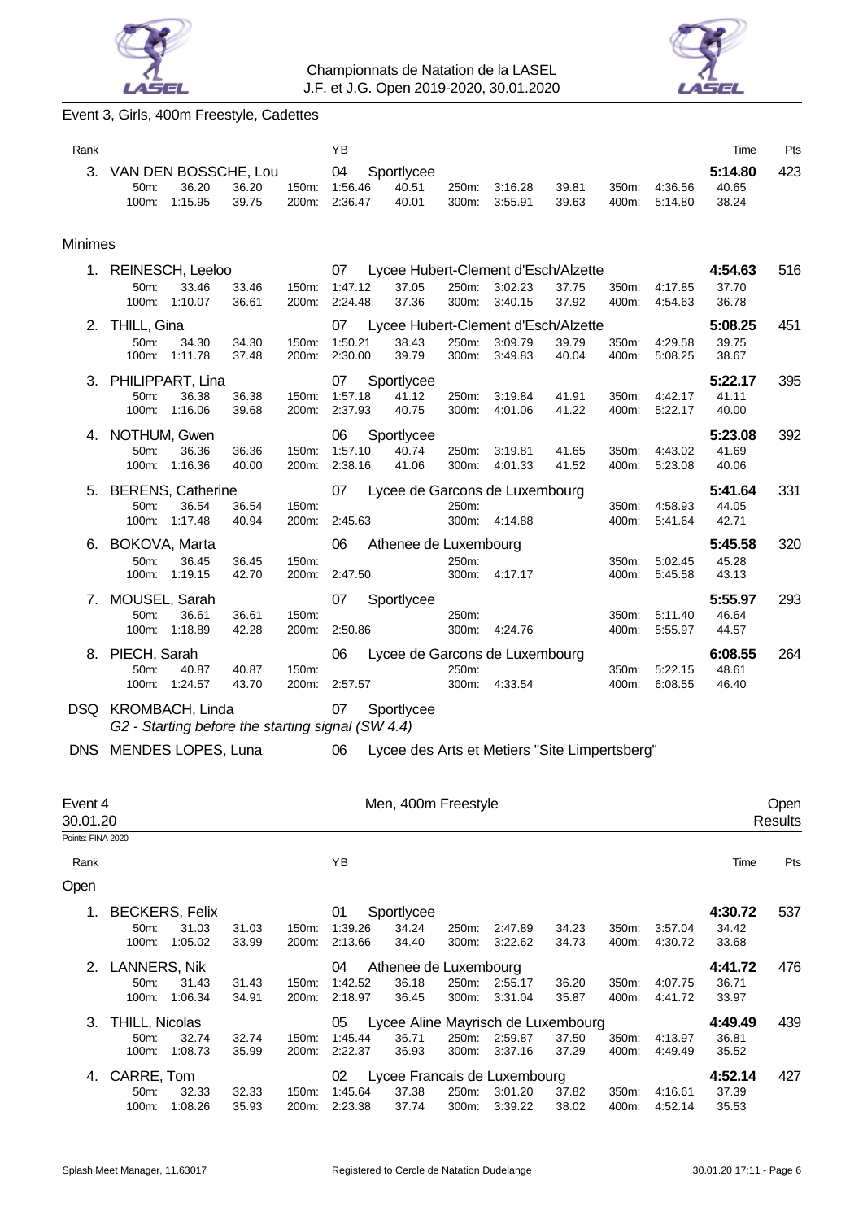Championnats de Natation de la LASEL
J.F. et J.G. Open 2019-2020, 30.01.2020

Event 3, Girls, 400m Freestyle, Cadettes

| Rank | | YB | | Time | Pts |
|---|---|---|---|---|---|
| 3. | VAN DEN BOSSCHE, Lou | 04 | Sportlycee | 5:14.80 | 423 |

50m: 36.20 36.20 | 100m: 1:15.95 39.75 | 150m: 1:56.46 40.51 | 200m: 2:36.47 40.01 | 250m: 3:16.28 39.81 | 300m: 3:55.91 39.63 | 350m: 4:36.56 40.65 | 400m: 5:14.80 38.24

## Minimes

| Rank | Name | YB | Club | Time | Pts |
|---|---|---|---|---|---|
| 1. | REINESCH, Leeloo | 07 | Lycee Hubert-Clement d'Esch/Alzette | 4:54.63 | 516 |
| 2. | THILL, Gina | 07 | Lycee Hubert-Clement d'Esch/Alzette | 5:08.25 | 451 |
| 3. | PHILIPPART, Lina | 07 | Sportlycee | 5:22.17 | 395 |
| 4. | NOTHUM, Gwen | 06 | Sportlycee | 5:23.08 | 392 |
| 5. | BERENS, Catherine | 07 | Lycee de Garcons de Luxembourg | 5:41.64 | 331 |
| 6. | BOKOVA, Marta | 06 | Athenee de Luxembourg | 5:45.58 | 320 |
| 7. | MOUSEL, Sarah | 07 | Sportlycee | 5:55.97 | 293 |
| 8. | PIECH, Sarah | 06 | Lycee de Garcons de Luxembourg | 6:08.55 | 264 |
| DSQ | KROMBACH, Linda | 07 | Sportlycee | | |
| DNS | MENDES LOPES, Luna | 06 | Lycee des Arts et Metiers "Site Limpertsberg" | | |

Splits:

| Name | 50m | | 100m | | 150m | | 200m | | 250m | | 300m | | 350m | | 400m | |
|---|---|---|---|---|---|---|---|---|---|---|---|---|---|---|---|---|
| REINESCH, Leeloo | 33.46 | 33.46 | 1:10.07 | 36.61 | 1:47.12 | 37.05 | 2:24.48 | 37.36 | 3:02.23 | 37.75 | 3:40.15 | 37.92 | 4:17.85 | 37.70 | 4:54.63 | 36.78 |
| THILL, Gina | 34.30 | 34.30 | 1:11.78 | 37.48 | 1:50.21 | 38.43 | 2:30.00 | 39.79 | 3:09.79 | 39.79 | 3:49.83 | 40.04 | 4:29.58 | 39.75 | 5:08.25 | 38.67 |
| PHILIPPART, Lina | 36.38 | 36.38 | 1:16.06 | 39.68 | 1:57.18 | 41.12 | 2:37.93 | 40.75 | 3:19.84 | 41.91 | 4:01.06 | 41.22 | 4:42.17 | 41.11 | 5:22.17 | 40.00 |
| NOTHUM, Gwen | 36.36 | 36.36 | 1:16.36 | 40.00 | 1:57.10 | 40.74 | 2:38.16 | 41.06 | 3:19.81 | 41.65 | 4:01.33 | 41.52 | 4:43.02 | 41.69 | 5:23.08 | 40.06 |
| BERENS, Catherine | 36.54 | 36.54 | 1:17.48 | 40.94 | | | 2:45.63 | | | | 4:14.88 | | 4:58.93 | 44.05 | 5:41.64 | 42.71 |
| BOKOVA, Marta | 36.45 | 36.45 | 1:19.15 | 42.70 | | | 2:47.50 | | | | 4:17.17 | | 5:02.45 | 45.28 | 5:45.58 | 43.13 |
| MOUSEL, Sarah | 36.61 | 36.61 | 1:18.89 | 42.28 | | | 2:50.86 | | | | 4:24.76 | | 5:11.40 | 46.64 | 5:55.97 | 44.57 |
| PIECH, Sarah | 40.87 | 40.87 | 1:24.57 | 43.70 | | | 2:57.57 | | | | 4:33.54 | | 5:22.15 | 48.61 | 6:08.55 | 46.40 |

KROMBACH, Linda: *G2 - Starting before the starting signal (SW 4.4)*

Event 4 — Men, 400m Freestyle — Open
30.01.20 — Results
Points: FINA 2020

## Open

| Rank | Name | YB | Club | Time | Pts |
|---|---|---|---|---|---|
| 1. | BECKERS, Felix | 01 | Sportlycee | 4:30.72 | 537 |
| 2. | LANNERS, Nik | 04 | Athenee de Luxembourg | 4:41.72 | 476 |
| 3. | THILL, Nicolas | 05 | Lycee Aline Mayrisch de Luxembourg | 4:49.49 | 439 |
| 4. | CARRE, Tom | 02 | Lycee Francais de Luxembourg | 4:52.14 | 427 |

Splits:

| Name | 50m | | 100m | | 150m | | 200m | | 250m | | 300m | | 350m | | 400m | |
|---|---|---|---|---|---|---|---|---|---|---|---|---|---|---|---|---|
| BECKERS, Felix | 31.03 | 31.03 | 1:05.02 | 33.99 | 1:39.26 | 34.24 | 2:13.66 | 34.40 | 2:47.89 | 34.23 | 3:22.62 | 34.73 | 3:57.04 | 34.42 | 4:30.72 | 33.68 |
| LANNERS, Nik | 31.43 | 31.43 | 1:06.34 | 34.91 | 1:42.52 | 36.18 | 2:18.97 | 36.45 | 2:55.17 | 36.20 | 3:31.04 | 35.87 | 4:07.75 | 36.71 | 4:41.72 | 33.97 |
| THILL, Nicolas | 32.74 | 32.74 | 1:08.73 | 35.99 | 1:45.44 | 36.71 | 2:22.37 | 36.93 | 2:59.87 | 37.50 | 3:37.16 | 37.29 | 4:13.97 | 36.81 | 4:49.49 | 35.52 |
| CARRE, Tom | 32.33 | 32.33 | 1:08.26 | 35.93 | 1:45.64 | 37.38 | 2:23.38 | 37.74 | 3:01.20 | 37.82 | 3:39.22 | 38.02 | 4:16.61 | 37.39 | 4:52.14 | 35.53 |

Splash Meet Manager, 11.63017 — Registered to Cercle de Natation Dudelange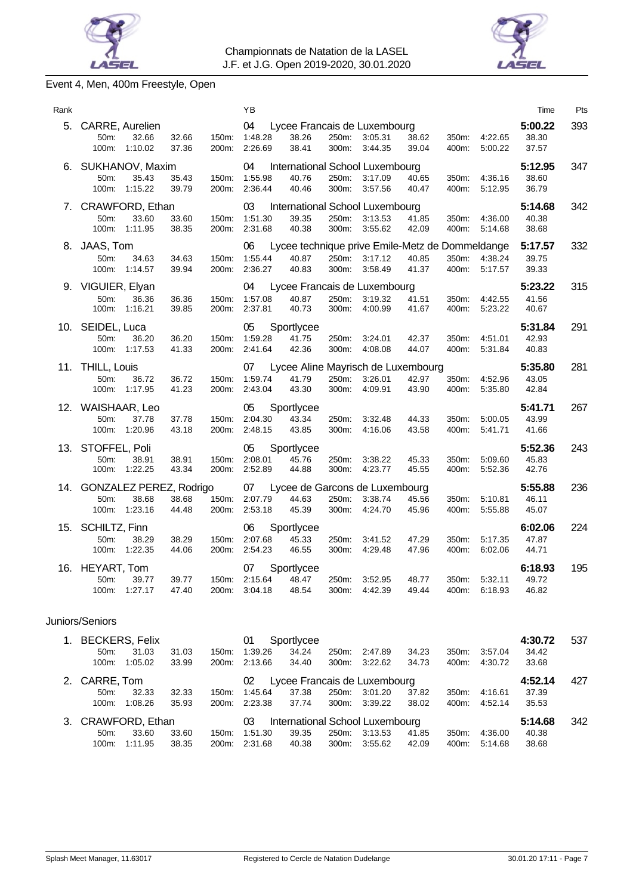Championnats de Natation de la LASEL
J.F. et J.G. Open 2019-2020, 30.01.2020

## Event 4, Men, 400m Freestyle, Open

| Rank | Name | YB | Club | Time | Pts |
|---|---|---|---|---|---|
| 5. | CARRE, Aurelien | 04 | Lycee Francais de Luxembourg | 5:00.22 | 393 |
| | 50m: 32.66 32.66 / 100m: 1:10.02 37.36 | | 150m: 1:48.28 38.26 / 200m: 2:26.69 38.41 / 250m: 3:05.31 38.62 / 300m: 3:44.35 39.04 / 350m: 4:22.65 38.30 / 400m: 5:00.22 37.57 | | |
| 6. | SUKHANOV, Maxim | 04 | International School Luxembourg | 5:12.95 | 347 |
| | 50m: 35.43 35.43 / 100m: 1:15.22 39.79 | | 150m: 1:55.98 40.76 / 200m: 2:36.44 40.46 / 250m: 3:17.09 40.65 / 300m: 3:57.56 40.47 / 350m: 4:36.16 38.60 / 400m: 5:12.95 36.79 | | |
| 7. | CRAWFORD, Ethan | 03 | International School Luxembourg | 5:14.68 | 342 |
| | 50m: 33.60 33.60 / 100m: 1:11.95 38.35 | | 150m: 1:51.30 39.35 / 200m: 2:31.68 40.38 / 250m: 3:13.53 41.85 / 300m: 3:55.62 42.09 / 350m: 4:36.00 40.38 / 400m: 5:14.68 38.68 | | |
| 8. | JAAS, Tom | 06 | Lycee technique prive Emile-Metz de Dommeldange | 5:17.57 | 332 |
| | 50m: 34.63 34.63 / 100m: 1:14.57 39.94 | | 150m: 1:55.44 40.87 / 200m: 2:36.27 40.83 / 250m: 3:17.12 40.85 / 300m: 3:58.49 41.37 / 350m: 4:38.24 39.75 / 400m: 5:17.57 39.33 | | |
| 9. | VIGUIER, Elyan | 04 | Lycee Francais de Luxembourg | 5:23.22 | 315 |
| | 50m: 36.36 36.36 / 100m: 1:16.21 39.85 | | 150m: 1:57.08 40.87 / 200m: 2:37.81 40.73 / 250m: 3:19.32 41.51 / 300m: 4:00.99 41.67 / 350m: 4:42.55 41.56 / 400m: 5:23.22 40.67 | | |
| 10. | SEIDEL, Luca | 05 | Sportlycee | 5:31.84 | 291 |
| | 50m: 36.20 36.20 / 100m: 1:17.53 41.33 | | 150m: 1:59.28 41.75 / 200m: 2:41.64 42.36 / 250m: 3:24.01 42.37 / 300m: 4:08.08 44.07 / 350m: 4:51.01 42.93 / 400m: 5:31.84 40.83 | | |
| 11. | THILL, Louis | 07 | Lycee Aline Mayrisch de Luxembourg | 5:35.80 | 281 |
| | 50m: 36.72 36.72 / 100m: 1:17.95 41.23 | | 150m: 1:59.74 41.79 / 200m: 2:43.04 43.30 / 250m: 3:26.01 42.97 / 300m: 4:09.91 43.90 / 350m: 4:52.96 43.05 / 400m: 5:35.80 42.84 | | |
| 12. | WAISHAAR, Leo | 05 | Sportlycee | 5:41.71 | 267 |
| | 50m: 37.78 37.78 / 100m: 1:20.96 43.18 | | 150m: 2:04.30 43.34 / 200m: 2:48.15 43.85 / 250m: 3:32.48 44.33 / 300m: 4:16.06 43.58 / 350m: 5:00.05 43.99 / 400m: 5:41.71 41.66 | | |
| 13. | STOFFEL, Poli | 05 | Sportlycee | 5:52.36 | 243 |
| | 50m: 38.91 38.91 / 100m: 1:22.25 43.34 | | 150m: 2:08.01 45.76 / 200m: 2:52.89 44.88 / 250m: 3:38.22 45.33 / 300m: 4:23.77 45.55 / 350m: 5:09.60 45.83 / 400m: 5:52.36 42.76 | | |
| 14. | GONZALEZ PEREZ, Rodrigo | 07 | Lycee de Garcons de Luxembourg | 5:55.88 | 236 |
| | 50m: 38.68 38.68 / 100m: 1:23.16 44.48 | | 150m: 2:07.79 44.63 / 200m: 2:53.18 45.39 / 250m: 3:38.74 45.56 / 300m: 4:24.70 45.96 / 350m: 5:10.81 46.11 / 400m: 5:55.88 45.07 | | |
| 15. | SCHILTZ, Finn | 06 | Sportlycee | 6:02.06 | 224 |
| | 50m: 38.29 38.29 / 100m: 1:22.35 44.06 | | 150m: 2:07.68 45.33 / 200m: 2:54.23 46.55 / 250m: 3:41.52 47.29 / 300m: 4:29.48 47.96 / 350m: 5:17.35 47.87 / 400m: 6:02.06 44.71 | | |
| 16. | HEYART, Tom | 07 | Sportlycee | 6:18.93 | 195 |
| | 50m: 39.77 39.77 / 100m: 1:27.17 47.40 | | 150m: 2:15.64 48.47 / 200m: 3:04.18 48.54 / 250m: 3:52.95 48.77 / 300m: 4:42.39 49.44 / 350m: 5:32.11 49.72 / 400m: 6:18.93 46.82 | | |

### Juniors/Seniors

| Rank | Name | YB | Club | Time | Pts |
|---|---|---|---|---|---|
| 1. | BECKERS, Felix | 01 | Sportlycee | 4:30.72 | 537 |
| | 50m: 31.03 31.03 / 100m: 1:05.02 33.99 | | 150m: 1:39.26 34.24 / 200m: 2:13.66 34.40 / 250m: 2:47.89 34.23 / 300m: 3:22.62 34.73 / 350m: 3:57.04 34.42 / 400m: 4:30.72 33.68 | | |
| 2. | CARRE, Tom | 02 | Lycee Francais de Luxembourg | 4:52.14 | 427 |
| | 50m: 32.33 32.33 / 100m: 1:08.26 35.93 | | 150m: 1:45.64 37.38 / 200m: 2:23.38 37.74 / 250m: 3:01.20 37.82 / 300m: 3:39.22 38.02 / 350m: 4:16.61 37.39 / 400m: 4:52.14 35.53 | | |
| 3. | CRAWFORD, Ethan | 03 | International School Luxembourg | 5:14.68 | 342 |
| | 50m: 33.60 33.60 / 100m: 1:11.95 38.35 | | 150m: 1:51.30 39.35 / 200m: 2:31.68 40.38 / 250m: 3:13.53 41.85 / 300m: 3:55.62 42.09 / 350m: 4:36.00 40.38 / 400m: 5:14.68 38.68 | | |

Splash Meet Manager, 11.63017 — Registered to Cercle de Natation Dudelange — 30.01.20 17:11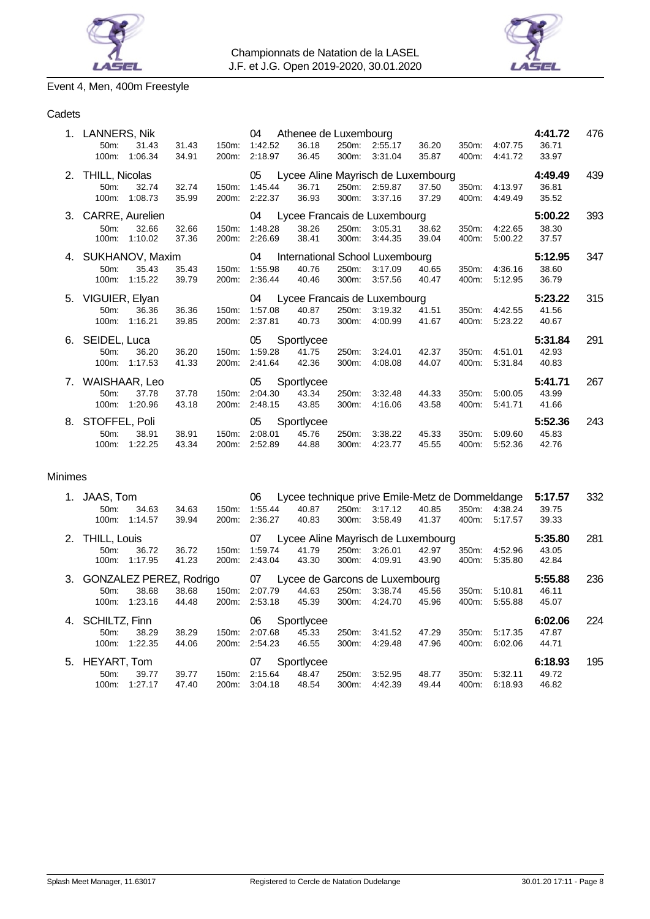Championnats de Natation de la LASEL
J.F. et J.G. Open 2019-2020, 30.01.2020

## Event 4, Men, 400m Freestyle

### Cadets

| Place | Name | YoB | Club | Time | Points |
|---|---|---|---|---|---|
| 1. | LANNERS, Nik | 04 | Athenee de Luxembourg | 4:41.72 | 476 |
| | 50m: 31.43 31.43 / 100m: 1:06.34 34.91 | | 150m: 1:42.52 36.18 / 200m: 2:18.97 36.45 / 250m: 2:55.17 36.20 / 300m: 3:31.04 35.87 / 350m: 4:07.75 36.71 / 400m: 4:41.72 33.97 | | |
| 2. | THILL, Nicolas | 05 | Lycee Aline Mayrisch de Luxembourg | 4:49.49 | 439 |
| | 50m: 32.74 32.74 / 100m: 1:08.73 35.99 | | 150m: 1:45.44 36.71 / 200m: 2:22.37 36.93 / 250m: 2:59.87 37.50 / 300m: 3:37.16 37.29 / 350m: 4:13.97 36.81 / 400m: 4:49.49 35.52 | | |
| 3. | CARRE, Aurelien | 04 | Lycee Francais de Luxembourg | 5:00.22 | 393 |
| | 50m: 32.66 32.66 / 100m: 1:10.02 37.36 | | 150m: 1:48.28 38.26 / 200m: 2:26.69 38.41 / 250m: 3:05.31 38.62 / 300m: 3:44.35 39.04 / 350m: 4:22.65 38.30 / 400m: 5:00.22 37.57 | | |
| 4. | SUKHANOV, Maxim | 04 | International School Luxembourg | 5:12.95 | 347 |
| | 50m: 35.43 35.43 / 100m: 1:15.22 39.79 | | 150m: 1:55.98 40.76 / 200m: 2:36.44 40.46 / 250m: 3:17.09 40.65 / 300m: 3:57.56 40.47 / 350m: 4:36.16 38.60 / 400m: 5:12.95 36.79 | | |
| 5. | VIGUIER, Elyan | 04 | Lycee Francais de Luxembourg | 5:23.22 | 315 |
| | 50m: 36.36 36.36 / 100m: 1:16.21 39.85 | | 150m: 1:57.08 40.87 / 200m: 2:37.81 40.73 / 250m: 3:19.32 41.51 / 300m: 4:00.99 41.67 / 350m: 4:42.55 41.56 / 400m: 5:23.22 40.67 | | |
| 6. | SEIDEL, Luca | 05 | Sportlycee | 5:31.84 | 291 |
| | 50m: 36.20 36.20 / 100m: 1:17.53 41.33 | | 150m: 1:59.28 41.75 / 200m: 2:41.64 42.36 / 250m: 3:24.01 42.37 / 300m: 4:08.08 44.07 / 350m: 4:51.01 42.93 / 400m: 5:31.84 40.83 | | |
| 7. | WAISHAAR, Leo | 05 | Sportlycee | 5:41.71 | 267 |
| | 50m: 37.78 37.78 / 100m: 1:20.96 43.18 | | 150m: 2:04.30 43.34 / 200m: 2:48.15 43.85 / 250m: 3:32.48 44.33 / 300m: 4:16.06 43.58 / 350m: 5:00.05 43.99 / 400m: 5:41.71 41.66 | | |
| 8. | STOFFEL, Poli | 05 | Sportlycee | 5:52.36 | 243 |
| | 50m: 38.91 38.91 / 100m: 1:22.25 43.34 | | 150m: 2:08.01 45.76 / 200m: 2:52.89 44.88 / 250m: 3:38.22 45.33 / 300m: 4:23.77 45.55 / 350m: 5:09.60 45.83 / 400m: 5:52.36 42.76 | | |

### Minimes

| Place | Name | YoB | Club | Time | Points |
|---|---|---|---|---|---|
| 1. | JAAS, Tom | 06 | Lycee technique prive Emile-Metz de Dommeldange | 5:17.57 | 332 |
| | 50m: 34.63 34.63 / 100m: 1:14.57 39.94 | | 150m: 1:55.44 40.87 / 200m: 2:36.27 40.83 / 250m: 3:17.12 40.85 / 300m: 3:58.49 41.37 / 350m: 4:38.24 39.75 / 400m: 5:17.57 39.33 | | |
| 2. | THILL, Louis | 07 | Lycee Aline Mayrisch de Luxembourg | 5:35.80 | 281 |
| | 50m: 36.72 36.72 / 100m: 1:17.95 41.23 | | 150m: 1:59.74 41.79 / 200m: 2:43.04 43.30 / 250m: 3:26.01 42.97 / 300m: 4:09.91 43.90 / 350m: 4:52.96 43.05 / 400m: 5:35.80 42.84 | | |
| 3. | GONZALEZ PEREZ, Rodrigo | 07 | Lycee de Garcons de Luxembourg | 5:55.88 | 236 |
| | 50m: 38.68 38.68 / 100m: 1:23.16 44.48 | | 150m: 2:07.79 44.63 / 200m: 2:53.18 45.39 / 250m: 3:38.74 45.56 / 300m: 4:24.70 45.96 / 350m: 5:10.81 46.11 / 400m: 5:55.88 45.07 | | |
| 4. | SCHILTZ, Finn | 06 | Sportlycee | 6:02.06 | 224 |
| | 50m: 38.29 38.29 / 100m: 1:22.35 44.06 | | 150m: 2:07.68 45.33 / 200m: 2:54.23 46.55 / 250m: 3:41.52 47.29 / 300m: 4:29.48 47.96 / 350m: 5:17.35 47.87 / 400m: 6:02.06 44.71 | | |
| 5. | HEYART, Tom | 07 | Sportlycee | 6:18.93 | 195 |
| | 50m: 39.77 39.77 / 100m: 1:27.17 47.40 | | 150m: 2:15.64 48.47 / 200m: 3:04.18 48.54 / 250m: 3:52.95 48.77 / 300m: 4:42.39 49.44 / 350m: 5:32.11 49.72 / 400m: 6:18.93 46.82 | | |

Splash Meet Manager, 11.63017 — Registered to Cercle de Natation Dudelange — 30.01.20 17:11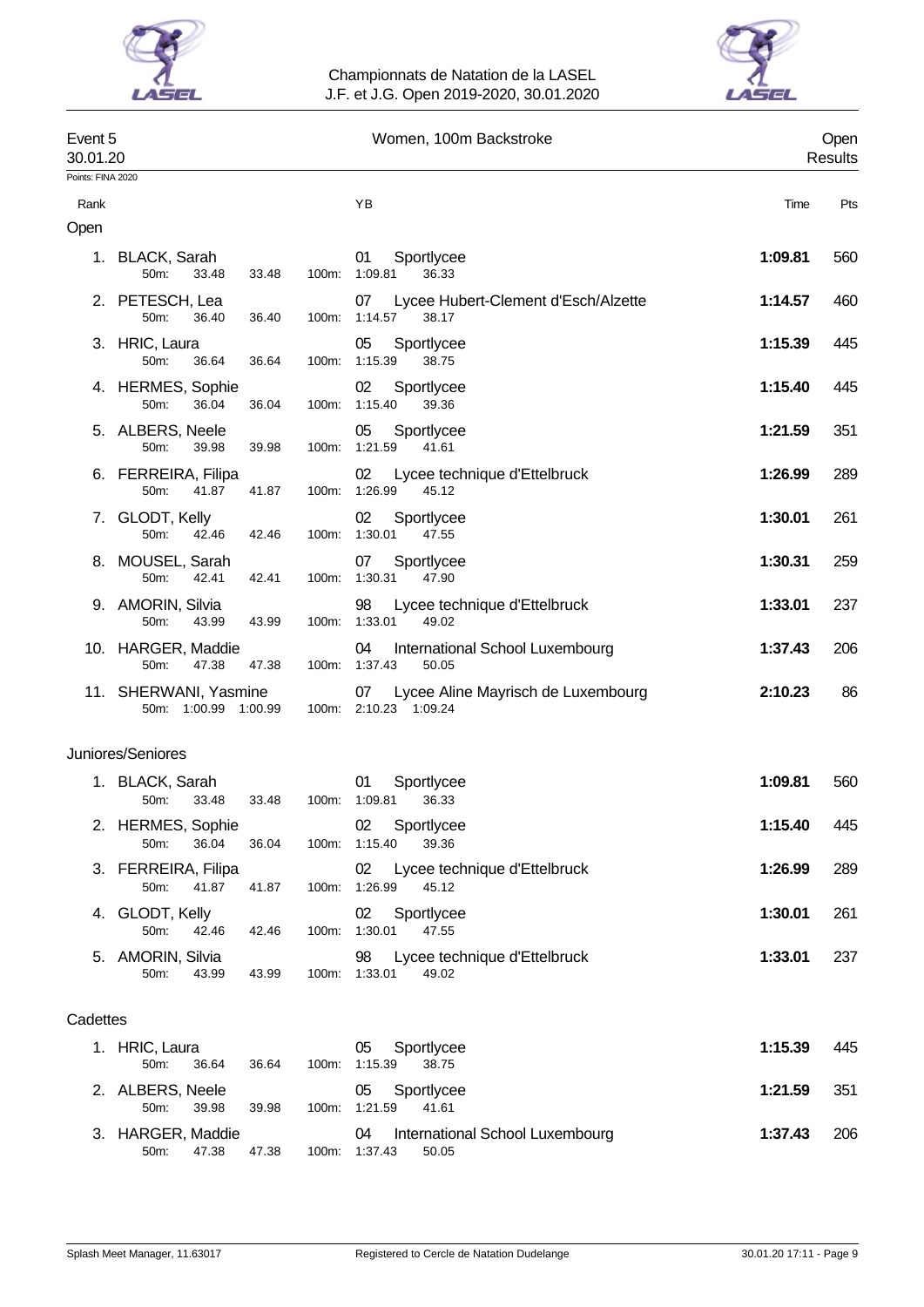Championnats de Natation de la LASEL
J.F. et J.G. Open 2019-2020, 30.01.2020

## Event 5 — Women, 100m Backstroke — Open

30.01.20 — Results

Points: FINA 2020

### Open

| Rank | Name | YB | Club | 50m | 100m | Time | Pts |
|---|---|---|---|---|---|---|---|
| 1. | BLACK, Sarah | 01 | Sportlycee | 33.48 (33.48) | 1:09.81 (36.33) | 1:09.81 | 560 |
| 2. | PETESCH, Lea | 07 | Lycee Hubert-Clement d'Esch/Alzette | 36.40 (36.40) | 1:14.57 (38.17) | 1:14.57 | 460 |
| 3. | HRIC, Laura | 05 | Sportlycee | 36.64 (36.64) | 1:15.39 (38.75) | 1:15.39 | 445 |
| 4. | HERMES, Sophie | 02 | Sportlycee | 36.04 (36.04) | 1:15.40 (39.36) | 1:15.40 | 445 |
| 5. | ALBERS, Neele | 05 | Sportlycee | 39.98 (39.98) | 1:21.59 (41.61) | 1:21.59 | 351 |
| 6. | FERREIRA, Filipa | 02 | Lycee technique d'Ettelbruck | 41.87 (41.87) | 1:26.99 (45.12) | 1:26.99 | 289 |
| 7. | GLODT, Kelly | 02 | Sportlycee | 42.46 (42.46) | 1:30.01 (47.55) | 1:30.01 | 261 |
| 8. | MOUSEL, Sarah | 07 | Sportlycee | 42.41 (42.41) | 1:30.31 (47.90) | 1:30.31 | 259 |
| 9. | AMORIN, Silvia | 98 | Lycee technique d'Ettelbruck | 43.99 (43.99) | 1:33.01 (49.02) | 1:33.01 | 237 |
| 10. | HARGER, Maddie | 04 | International School Luxembourg | 47.38 (47.38) | 1:37.43 (50.05) | 1:37.43 | 206 |
| 11. | SHERWANI, Yasmine | 07 | Lycee Aline Mayrisch de Luxembourg | 1:00.99 (1:00.99) | 2:10.23 (1:09.24) | 2:10.23 | 86 |

### Juniores/Seniores

| Rank | Name | YB | Club | 50m | 100m | Time | Pts |
|---|---|---|---|---|---|---|---|
| 1. | BLACK, Sarah | 01 | Sportlycee | 33.48 (33.48) | 1:09.81 (36.33) | 1:09.81 | 560 |
| 2. | HERMES, Sophie | 02 | Sportlycee | 36.04 (36.04) | 1:15.40 (39.36) | 1:15.40 | 445 |
| 3. | FERREIRA, Filipa | 02 | Lycee technique d'Ettelbruck | 41.87 (41.87) | 1:26.99 (45.12) | 1:26.99 | 289 |
| 4. | GLODT, Kelly | 02 | Sportlycee | 42.46 (42.46) | 1:30.01 (47.55) | 1:30.01 | 261 |
| 5. | AMORIN, Silvia | 98 | Lycee technique d'Ettelbruck | 43.99 (43.99) | 1:33.01 (49.02) | 1:33.01 | 237 |

### Cadettes

| Rank | Name | YB | Club | 50m | 100m | Time | Pts |
|---|---|---|---|---|---|---|---|
| 1. | HRIC, Laura | 05 | Sportlycee | 36.64 (36.64) | 1:15.39 (38.75) | 1:15.39 | 445 |
| 2. | ALBERS, Neele | 05 | Sportlycee | 39.98 (39.98) | 1:21.59 (41.61) | 1:21.59 | 351 |
| 3. | HARGER, Maddie | 04 | International School Luxembourg | 47.38 (47.38) | 1:37.43 (50.05) | 1:37.43 | 206 |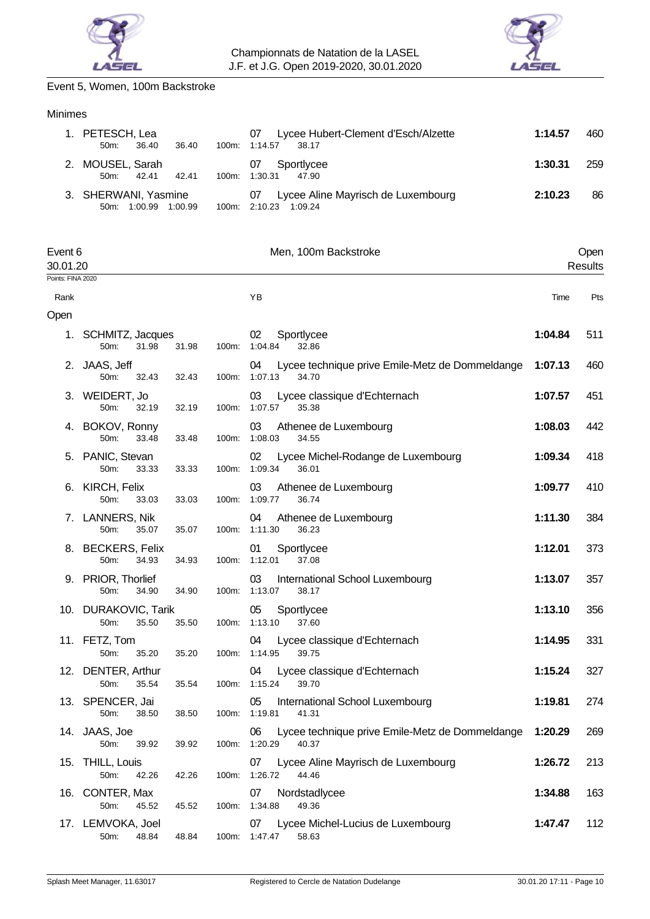## Event 5, Women, 100m Backstroke

### Minimes

| Rank | Name | 50m | | 100m | | YB | Club | Time | Pts |
|---|---|---|---|---|---|---|---|---|---|
| 1. | PETESCH, Lea | 36.40 | 36.40 | 1:14.57 | 38.17 | 07 | Lycee Hubert-Clement d'Esch/Alzette | **1:14.57** | 460 |
| 2. | MOUSEL, Sarah | 42.41 | 42.41 | 1:30.31 | 47.90 | 07 | Sportlycee | **1:30.31** | 259 |
| 3. | SHERWANI, Yasmine | 1:00.99 | 1:00.99 | 2:10.23 | 1:09.24 | 07 | Lycee Aline Mayrisch de Luxembourg | **2:10.23** | 86 |

## Event 6 — Men, 100m Backstroke — Open

30.01.20 — Results

Points: FINA 2020

### Open

| Rank | Name | 50m | | 100m | | YB | Club | Time | Pts |
|---|---|---|---|---|---|---|---|---|---|
| 1. | SCHMITZ, Jacques | 31.98 | 31.98 | 1:04.84 | 32.86 | 02 | Sportlycee | **1:04.84** | 511 |
| 2. | JAAS, Jeff | 32.43 | 32.43 | 1:07.13 | 34.70 | 04 | Lycee technique prive Emile-Metz de Dommeldange | **1:07.13** | 460 |
| 3. | WEIDERT, Jo | 32.19 | 32.19 | 1:07.57 | 35.38 | 03 | Lycee classique d'Echternach | **1:07.57** | 451 |
| 4. | BOKOV, Ronny | 33.48 | 33.48 | 1:08.03 | 34.55 | 03 | Athenee de Luxembourg | **1:08.03** | 442 |
| 5. | PANIC, Stevan | 33.33 | 33.33 | 1:09.34 | 36.01 | 02 | Lycee Michel-Rodange de Luxembourg | **1:09.34** | 418 |
| 6. | KIRCH, Felix | 33.03 | 33.03 | 1:09.77 | 36.74 | 03 | Athenee de Luxembourg | **1:09.77** | 410 |
| 7. | LANNERS, Nik | 35.07 | 35.07 | 1:11.30 | 36.23 | 04 | Athenee de Luxembourg | **1:11.30** | 384 |
| 8. | BECKERS, Felix | 34.93 | 34.93 | 1:12.01 | 37.08 | 01 | Sportlycee | **1:12.01** | 373 |
| 9. | PRIOR, Thorlief | 34.90 | 34.90 | 1:13.07 | 38.17 | 03 | International School Luxembourg | **1:13.07** | 357 |
| 10. | DURAKOVIC, Tarik | 35.50 | 35.50 | 1:13.10 | 37.60 | 05 | Sportlycee | **1:13.10** | 356 |
| 11. | FETZ, Tom | 35.20 | 35.20 | 1:14.95 | 39.75 | 04 | Lycee classique d'Echternach | **1:14.95** | 331 |
| 12. | DENTER, Arthur | 35.54 | 35.54 | 1:15.24 | 39.70 | 04 | Lycee classique d'Echternach | **1:15.24** | 327 |
| 13. | SPENCER, Jai | 38.50 | 38.50 | 1:19.81 | 41.31 | 05 | International School Luxembourg | **1:19.81** | 274 |
| 14. | JAAS, Joe | 39.92 | 39.92 | 1:20.29 | 40.37 | 06 | Lycee technique prive Emile-Metz de Dommeldange | **1:20.29** | 269 |
| 15. | THILL, Louis | 42.26 | 42.26 | 1:26.72 | 44.46 | 07 | Lycee Aline Mayrisch de Luxembourg | **1:26.72** | 213 |
| 16. | CONTER, Max | 45.52 | 45.52 | 1:34.88 | 49.36 | 07 | Nordstadlycee | **1:34.88** | 163 |
| 17. | LEMVOKA, Joel | 48.84 | 48.84 | 1:47.47 | 58.63 | 07 | Lycee Michel-Lucius de Luxembourg | **1:47.47** | 112 |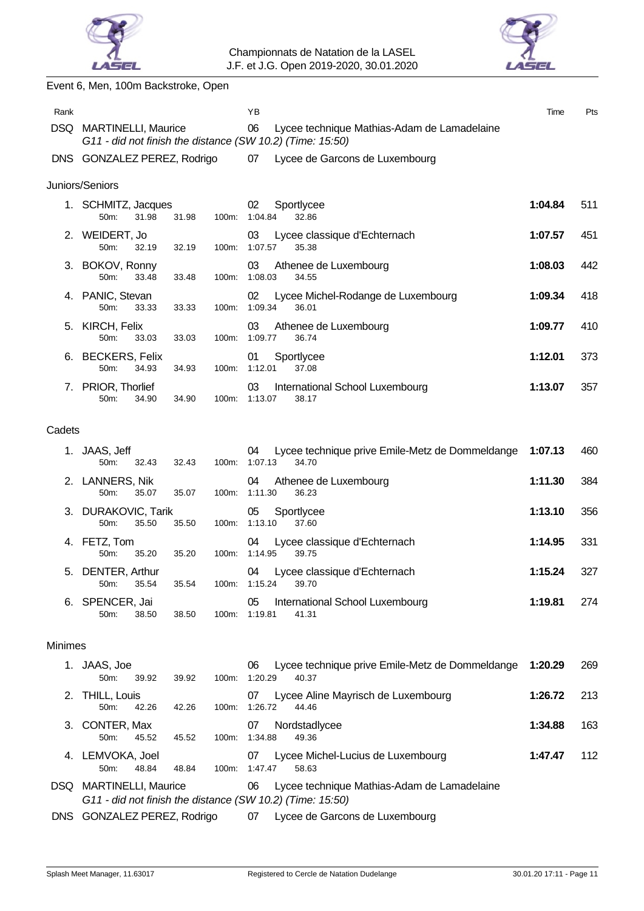Championnats de Natation de la LASEL
J.F. et J.G. Open 2019-2020, 30.01.2020

## Event 6, Men, 100m Backstroke, Open

| Rank | | YB | | Time | Pts |
|---|---|---|---|---|---|
| DSQ | MARTINELLI, Maurice | 06 | Lycee technique Mathias-Adam de Lamadelaine | | |
| | *G11 - did not finish the distance (SW 10.2) (Time: 15:50)* | | | | |
| DNS | GONZALEZ PEREZ, Rodrigo | 07 | Lycee de Garcons de Luxembourg | | |

### Juniors/Seniors

| Rank | Name | YB | Club | Time | Pts |
|---|---|---|---|---|---|
| 1. | SCHMITZ, Jacques | 02 | Sportlycee | **1:04.84** | 511 |
| | 50m: 31.98 31.98 | 100m: 1:04.84 | 32.86 | | |
| 2. | WEIDERT, Jo | 03 | Lycee classique d'Echternach | **1:07.57** | 451 |
| | 50m: 32.19 32.19 | 100m: 1:07.57 | 35.38 | | |
| 3. | BOKOV, Ronny | 03 | Athenee de Luxembourg | **1:08.03** | 442 |
| | 50m: 33.48 33.48 | 100m: 1:08.03 | 34.55 | | |
| 4. | PANIC, Stevan | 02 | Lycee Michel-Rodange de Luxembourg | **1:09.34** | 418 |
| | 50m: 33.33 33.33 | 100m: 1:09.34 | 36.01 | | |
| 5. | KIRCH, Felix | 03 | Athenee de Luxembourg | **1:09.77** | 410 |
| | 50m: 33.03 33.03 | 100m: 1:09.77 | 36.74 | | |
| 6. | BECKERS, Felix | 01 | Sportlycee | **1:12.01** | 373 |
| | 50m: 34.93 34.93 | 100m: 1:12.01 | 37.08 | | |
| 7. | PRIOR, Thorlief | 03 | International School Luxembourg | **1:13.07** | 357 |
| | 50m: 34.90 34.90 | 100m: 1:13.07 | 38.17 | | |

### Cadets

| Rank | Name | YB | Club | Time | Pts |
|---|---|---|---|---|---|
| 1. | JAAS, Jeff | 04 | Lycee technique prive Emile-Metz de Dommeldange | **1:07.13** | 460 |
| | 50m: 32.43 32.43 | 100m: 1:07.13 | 34.70 | | |
| 2. | LANNERS, Nik | 04 | Athenee de Luxembourg | **1:11.30** | 384 |
| | 50m: 35.07 35.07 | 100m: 1:11.30 | 36.23 | | |
| 3. | DURAKOVIC, Tarik | 05 | Sportlycee | **1:13.10** | 356 |
| | 50m: 35.50 35.50 | 100m: 1:13.10 | 37.60 | | |
| 4. | FETZ, Tom | 04 | Lycee classique d'Echternach | **1:14.95** | 331 |
| | 50m: 35.20 35.20 | 100m: 1:14.95 | 39.75 | | |
| 5. | DENTER, Arthur | 04 | Lycee classique d'Echternach | **1:15.24** | 327 |
| | 50m: 35.54 35.54 | 100m: 1:15.24 | 39.70 | | |
| 6. | SPENCER, Jai | 05 | International School Luxembourg | **1:19.81** | 274 |
| | 50m: 38.50 38.50 | 100m: 1:19.81 | 41.31 | | |

### Minimes

| Rank | Name | YB | Club | Time | Pts |
|---|---|---|---|---|---|
| 1. | JAAS, Joe | 06 | Lycee technique prive Emile-Metz de Dommeldange | **1:20.29** | 269 |
| | 50m: 39.92 39.92 | 100m: 1:20.29 | 40.37 | | |
| 2. | THILL, Louis | 07 | Lycee Aline Mayrisch de Luxembourg | **1:26.72** | 213 |
| | 50m: 42.26 42.26 | 100m: 1:26.72 | 44.46 | | |
| 3. | CONTER, Max | 07 | Nordstadlycee | **1:34.88** | 163 |
| | 50m: 45.52 45.52 | 100m: 1:34.88 | 49.36 | | |
| 4. | LEMVOKA, Joel | 07 | Lycee Michel-Lucius de Luxembourg | **1:47.47** | 112 |
| | 50m: 48.84 48.84 | 100m: 1:47.47 | 58.63 | | |
| DSQ | MARTINELLI, Maurice | 06 | Lycee technique Mathias-Adam de Lamadelaine | | |
| | *G11 - did not finish the distance (SW 10.2) (Time: 15:50)* | | | | |
| DNS | GONZALEZ PEREZ, Rodrigo | 07 | Lycee de Garcons de Luxembourg | | |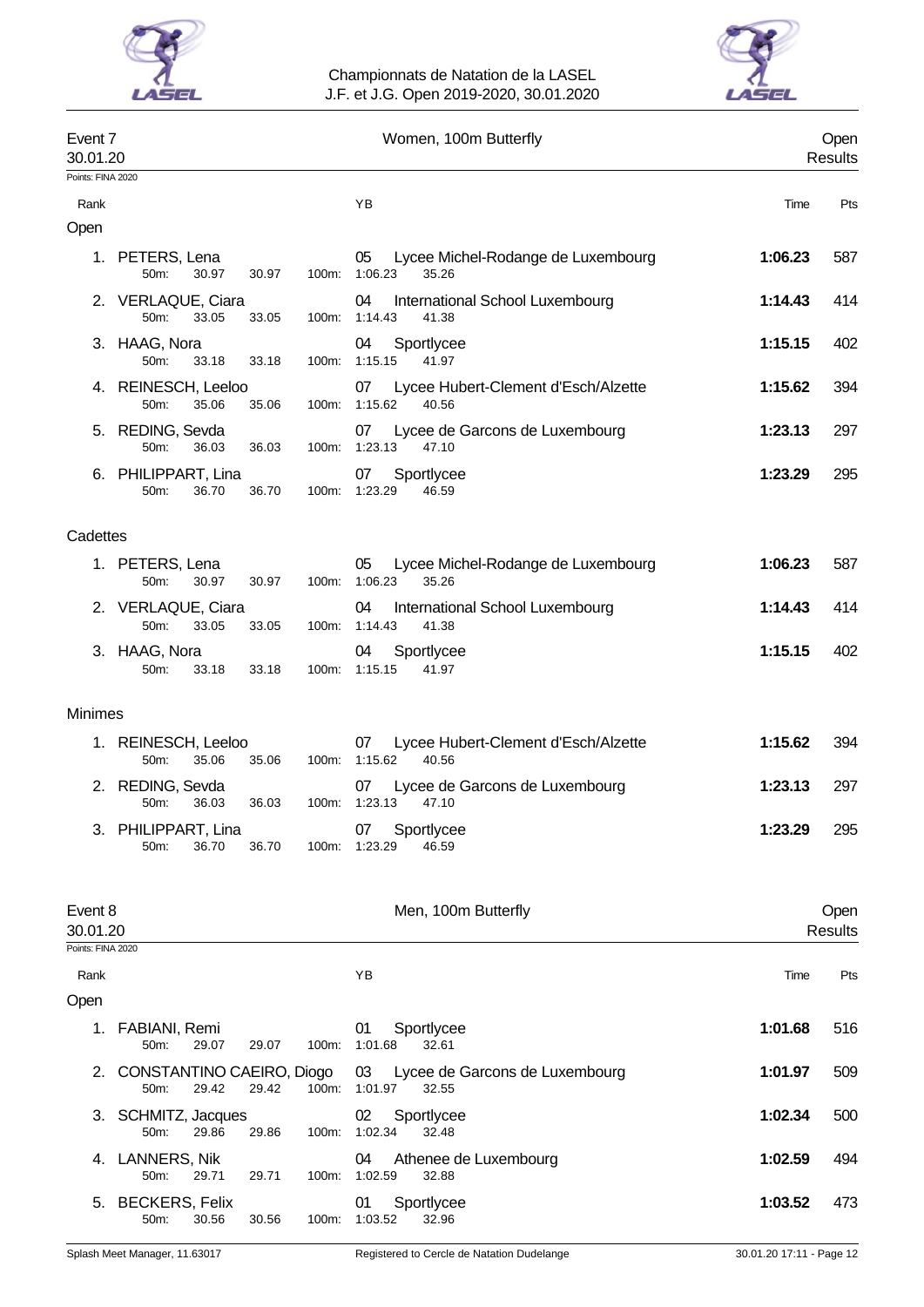## Event 7 — Women, 100m Butterfly — Open Results

30.01.20

Points: FINA 2020

### Open

| Rank | Name | 50m | 100m | YB | Club | Time | Pts |
|---|---|---|---|---|---|---|---|
| 1. | PETERS, Lena | 30.97 | 1:06.23 (35.26) | 05 | Lycee Michel-Rodange de Luxembourg | **1:06.23** | 587 |
| 2. | VERLAQUE, Ciara | 33.05 | 1:14.43 (41.38) | 04 | International School Luxembourg | **1:14.43** | 414 |
| 3. | HAAG, Nora | 33.18 | 1:15.15 (41.97) | 04 | Sportlycee | **1:15.15** | 402 |
| 4. | REINESCH, Leeloo | 35.06 | 1:15.62 (40.56) | 07 | Lycee Hubert-Clement d'Esch/Alzette | **1:15.62** | 394 |
| 5. | REDING, Sevda | 36.03 | 1:23.13 (47.10) | 07 | Lycee de Garcons de Luxembourg | **1:23.13** | 297 |
| 6. | PHILIPPART, Lina | 36.70 | 1:23.29 (46.59) | 07 | Sportlycee | **1:23.29** | 295 |

### Cadettes

| Rank | Name | 50m | 100m | YB | Club | Time | Pts |
|---|---|---|---|---|---|---|---|
| 1. | PETERS, Lena | 30.97 | 1:06.23 (35.26) | 05 | Lycee Michel-Rodange de Luxembourg | **1:06.23** | 587 |
| 2. | VERLAQUE, Ciara | 33.05 | 1:14.43 (41.38) | 04 | International School Luxembourg | **1:14.43** | 414 |
| 3. | HAAG, Nora | 33.18 | 1:15.15 (41.97) | 04 | Sportlycee | **1:15.15** | 402 |

### Minimes

| Rank | Name | 50m | 100m | YB | Club | Time | Pts |
|---|---|---|---|---|---|---|---|
| 1. | REINESCH, Leeloo | 35.06 | 1:15.62 (40.56) | 07 | Lycee Hubert-Clement d'Esch/Alzette | **1:15.62** | 394 |
| 2. | REDING, Sevda | 36.03 | 1:23.13 (47.10) | 07 | Lycee de Garcons de Luxembourg | **1:23.13** | 297 |
| 3. | PHILIPPART, Lina | 36.70 | 1:23.29 (46.59) | 07 | Sportlycee | **1:23.29** | 295 |

## Event 8 — Men, 100m Butterfly — Open Results

30.01.20

Points: FINA 2020

### Open

| Rank | Name | 50m | 100m | YB | Club | Time | Pts |
|---|---|---|---|---|---|---|---|
| 1. | FABIANI, Remi | 29.07 | 1:01.68 (32.61) | 01 | Sportlycee | **1:01.68** | 516 |
| 2. | CONSTANTINO CAEIRO, Diogo | 29.42 | 1:01.97 (32.55) | 03 | Lycee de Garcons de Luxembourg | **1:01.97** | 509 |
| 3. | SCHMITZ, Jacques | 29.86 | 1:02.34 (32.48) | 02 | Sportlycee | **1:02.34** | 500 |
| 4. | LANNERS, Nik | 29.71 | 1:02.59 (32.88) | 04 | Athenee de Luxembourg | **1:02.59** | 494 |
| 5. | BECKERS, Felix | 30.56 | 1:03.52 (32.96) | 01 | Sportlycee | **1:03.52** | 473 |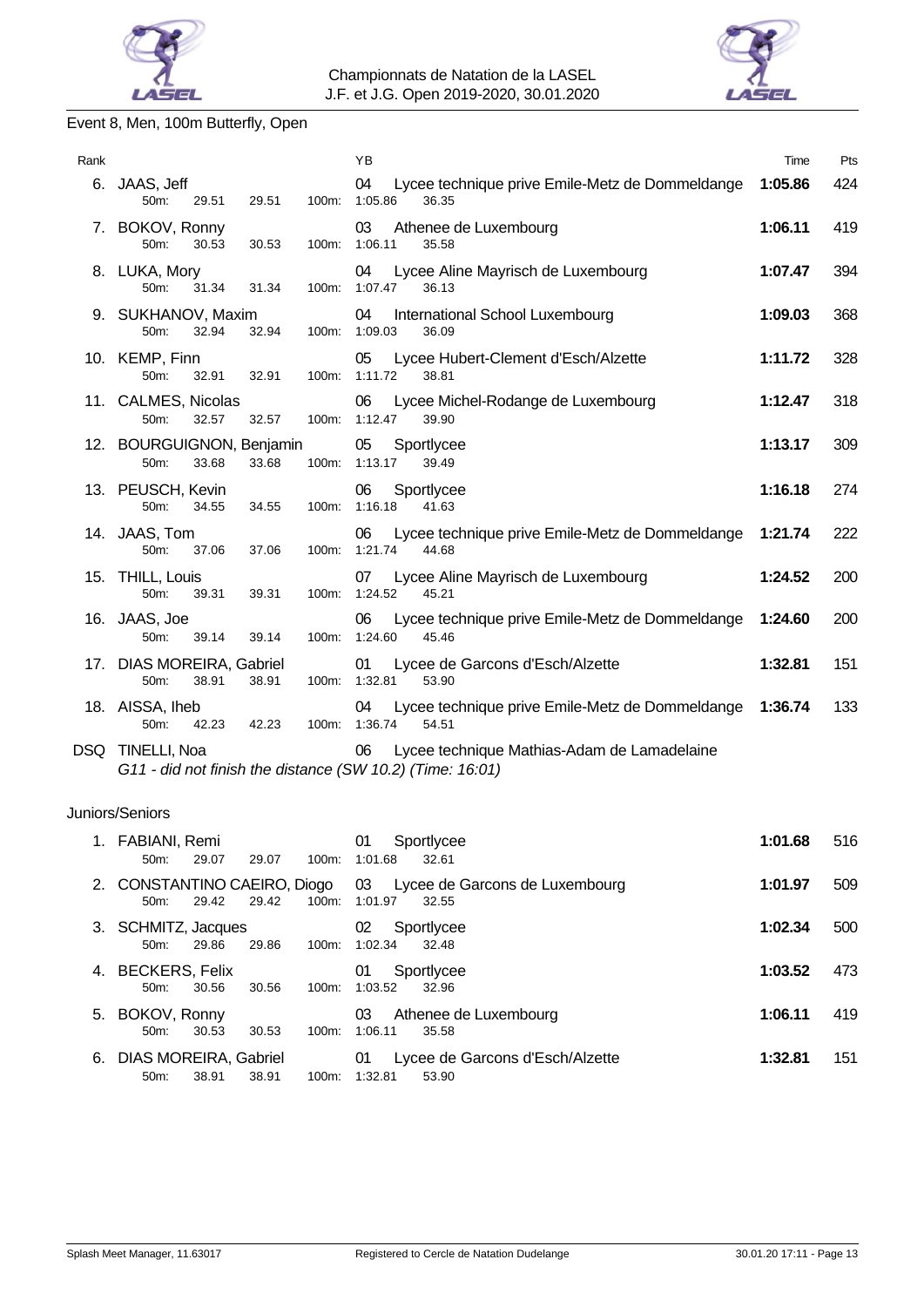Championnats de Natation de la LASEL
J.F. et J.G. Open 2019-2020, 30.01.2020

## Event 8, Men, 100m Butterfly, Open

| Rank | Name | YB | Club | Time | Pts |
|---|---|---|---|---|---|
| 6. | JAAS, Jeff | 04 | Lycee technique prive Emile-Metz de Dommeldange | **1:05.86** | 424 |
| | 50m: 29.51 29.51 100m: 1:05.86 36.35 | | | | |
| 7. | BOKOV, Ronny | 03 | Athenee de Luxembourg | **1:06.11** | 419 |
| | 50m: 30.53 30.53 100m: 1:06.11 35.58 | | | | |
| 8. | LUKA, Mory | 04 | Lycee Aline Mayrisch de Luxembourg | **1:07.47** | 394 |
| | 50m: 31.34 31.34 100m: 1:07.47 36.13 | | | | |
| 9. | SUKHANOV, Maxim | 04 | International School Luxembourg | **1:09.03** | 368 |
| | 50m: 32.94 32.94 100m: 1:09.03 36.09 | | | | |
| 10. | KEMP, Finn | 05 | Lycee Hubert-Clement d'Esch/Alzette | **1:11.72** | 328 |
| | 50m: 32.91 32.91 100m: 1:11.72 38.81 | | | | |
| 11. | CALMES, Nicolas | 06 | Lycee Michel-Rodange de Luxembourg | **1:12.47** | 318 |
| | 50m: 32.57 32.57 100m: 1:12.47 39.90 | | | | |
| 12. | BOURGUIGNON, Benjamin | 05 | Sportlycee | **1:13.17** | 309 |
| | 50m: 33.68 33.68 100m: 1:13.17 39.49 | | | | |
| 13. | PEUSCH, Kevin | 06 | Sportlycee | **1:16.18** | 274 |
| | 50m: 34.55 34.55 100m: 1:16.18 41.63 | | | | |
| 14. | JAAS, Tom | 06 | Lycee technique prive Emile-Metz de Dommeldange | **1:21.74** | 222 |
| | 50m: 37.06 37.06 100m: 1:21.74 44.68 | | | | |
| 15. | THILL, Louis | 07 | Lycee Aline Mayrisch de Luxembourg | **1:24.52** | 200 |
| | 50m: 39.31 39.31 100m: 1:24.52 45.21 | | | | |
| 16. | JAAS, Joe | 06 | Lycee technique prive Emile-Metz de Dommeldange | **1:24.60** | 200 |
| | 50m: 39.14 39.14 100m: 1:24.60 45.46 | | | | |
| 17. | DIAS MOREIRA, Gabriel | 01 | Lycee de Garcons d'Esch/Alzette | **1:32.81** | 151 |
| | 50m: 38.91 38.91 100m: 1:32.81 53.90 | | | | |
| 18. | AISSA, Iheb | 04 | Lycee technique prive Emile-Metz de Dommeldange | **1:36.74** | 133 |
| | 50m: 42.23 42.23 100m: 1:36.74 54.51 | | | | |
| DSQ | TINELLI, Noa | 06 | Lycee technique Mathias-Adam de Lamadelaine | | |
| | *G11 - did not finish the distance (SW 10.2) (Time: 16:01)* | | | | |

### Juniors/Seniors

| Rank | Name | YB | Club | Time | Pts |
|---|---|---|---|---|---|
| 1. | FABIANI, Remi | 01 | Sportlycee | **1:01.68** | 516 |
| | 50m: 29.07 29.07 100m: 1:01.68 32.61 | | | | |
| 2. | CONSTANTINO CAEIRO, Diogo | 03 | Lycee de Garcons de Luxembourg | **1:01.97** | 509 |
| | 50m: 29.42 29.42 100m: 1:01.97 32.55 | | | | |
| 3. | SCHMITZ, Jacques | 02 | Sportlycee | **1:02.34** | 500 |
| | 50m: 29.86 29.86 100m: 1:02.34 32.48 | | | | |
| 4. | BECKERS, Felix | 01 | Sportlycee | **1:03.52** | 473 |
| | 50m: 30.56 30.56 100m: 1:03.52 32.96 | | | | |
| 5. | BOKOV, Ronny | 03 | Athenee de Luxembourg | **1:06.11** | 419 |
| | 50m: 30.53 30.53 100m: 1:06.11 35.58 | | | | |
| 6. | DIAS MOREIRA, Gabriel | 01 | Lycee de Garcons d'Esch/Alzette | **1:32.81** | 151 |
| | 50m: 38.91 38.91 100m: 1:32.81 53.90 | | | | |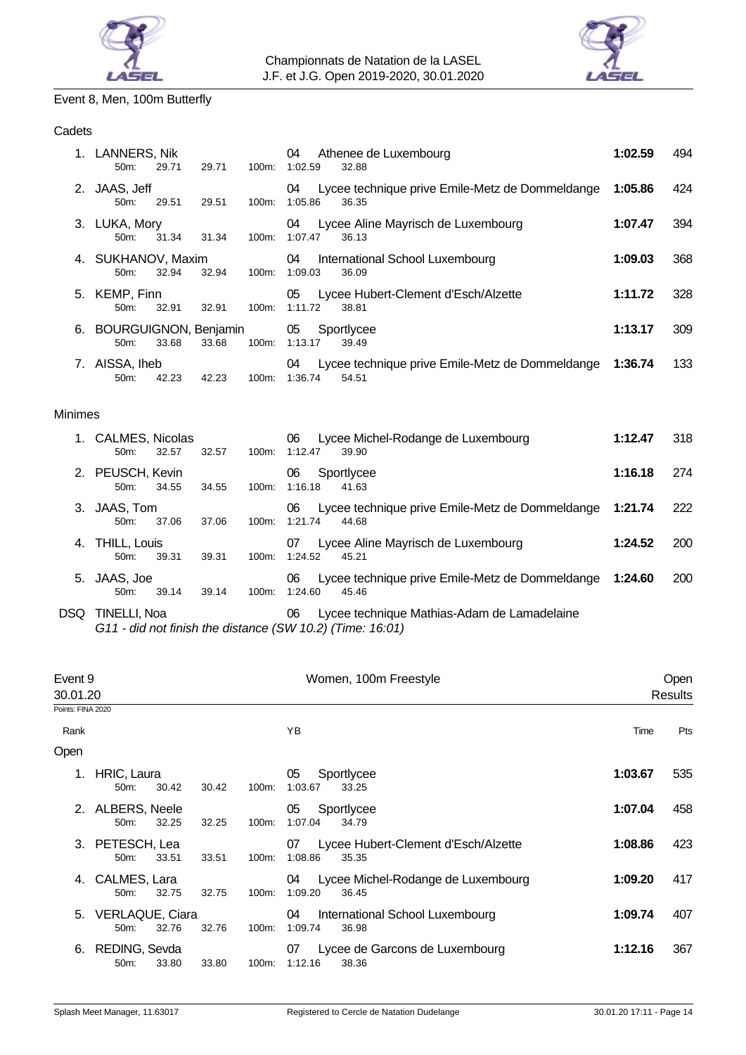Championnats de Natation de la LASEL
J.F. et J.G. Open 2019-2020, 30.01.2020

## Event 8, Men, 100m Butterfly

### Cadets

| Rank | Name | | | | YB | Club | Time | Pts |
|---|---|---|---|---|---|---|---|---|
| 1. | LANNERS, Nik | | | | 04 | Athenee de Luxembourg | **1:02.59** | 494 |
| | 50m: 29.71 | 29.71 | 100m: | 1:02.59 | 32.88 | | | |
| 2. | JAAS, Jeff | | | | 04 | Lycee technique prive Emile-Metz de Dommeldange | **1:05.86** | 424 |
| | 50m: 29.51 | 29.51 | 100m: | 1:05.86 | 36.35 | | | |
| 3. | LUKA, Mory | | | | 04 | Lycee Aline Mayrisch de Luxembourg | **1:07.47** | 394 |
| | 50m: 31.34 | 31.34 | 100m: | 1:07.47 | 36.13 | | | |
| 4. | SUKHANOV, Maxim | | | | 04 | International School Luxembourg | **1:09.03** | 368 |
| | 50m: 32.94 | 32.94 | 100m: | 1:09.03 | 36.09 | | | |
| 5. | KEMP, Finn | | | | 05 | Lycee Hubert-Clement d'Esch/Alzette | **1:11.72** | 328 |
| | 50m: 32.91 | 32.91 | 100m: | 1:11.72 | 38.81 | | | |
| 6. | BOURGUIGNON, Benjamin | | | | 05 | Sportlycee | **1:13.17** | 309 |
| | 50m: 33.68 | 33.68 | 100m: | 1:13.17 | 39.49 | | | |
| 7. | AISSA, Iheb | | | | 04 | Lycee technique prive Emile-Metz de Dommeldange | **1:36.74** | 133 |
| | 50m: 42.23 | 42.23 | 100m: | 1:36.74 | 54.51 | | | |

### Minimes

| Rank | Name | | | | YB | Club | Time | Pts |
|---|---|---|---|---|---|---|---|---|
| 1. | CALMES, Nicolas | | | | 06 | Lycee Michel-Rodange de Luxembourg | **1:12.47** | 318 |
| | 50m: 32.57 | 32.57 | 100m: | 1:12.47 | 39.90 | | | |
| 2. | PEUSCH, Kevin | | | | 06 | Sportlycee | **1:16.18** | 274 |
| | 50m: 34.55 | 34.55 | 100m: | 1:16.18 | 41.63 | | | |
| 3. | JAAS, Tom | | | | 06 | Lycee technique prive Emile-Metz de Dommeldange | **1:21.74** | 222 |
| | 50m: 37.06 | 37.06 | 100m: | 1:21.74 | 44.68 | | | |
| 4. | THILL, Louis | | | | 07 | Lycee Aline Mayrisch de Luxembourg | **1:24.52** | 200 |
| | 50m: 39.31 | 39.31 | 100m: | 1:24.52 | 45.21 | | | |
| 5. | JAAS, Joe | | | | 06 | Lycee technique prive Emile-Metz de Dommeldange | **1:24.60** | 200 |
| | 50m: 39.14 | 39.14 | 100m: | 1:24.60 | 45.46 | | | |
| DSQ | TINELLI, Noa | | | | 06 | Lycee technique Mathias-Adam de Lamadelaine | | |

*G11 - did not finish the distance (SW 10.2) (Time: 16:01)*

## Event 9 — Women, 100m Freestyle — Open Results

30.01.20

Points: FINA 2020

### Open

| Rank | Name | | | | YB | Club | Time | Pts |
|---|---|---|---|---|---|---|---|---|
| 1. | HRIC, Laura | | | | 05 | Sportlycee | **1:03.67** | 535 |
| | 50m: 30.42 | 30.42 | 100m: | 1:03.67 | 33.25 | | | |
| 2. | ALBERS, Neele | | | | 05 | Sportlycee | **1:07.04** | 458 |
| | 50m: 32.25 | 32.25 | 100m: | 1:07.04 | 34.79 | | | |
| 3. | PETESCH, Lea | | | | 07 | Lycee Hubert-Clement d'Esch/Alzette | **1:08.86** | 423 |
| | 50m: 33.51 | 33.51 | 100m: | 1:08.86 | 35.35 | | | |
| 4. | CALMES, Lara | | | | 04 | Lycee Michel-Rodange de Luxembourg | **1:09.20** | 417 |
| | 50m: 32.75 | 32.75 | 100m: | 1:09.20 | 36.45 | | | |
| 5. | VERLAQUE, Ciara | | | | 04 | International School Luxembourg | **1:09.74** | 407 |
| | 50m: 32.76 | 32.76 | 100m: | 1:09.74 | 36.98 | | | |
| 6. | REDING, Sevda | | | | 07 | Lycee de Garcons de Luxembourg | **1:12.16** | 367 |
| | 50m: 33.80 | 33.80 | 100m: | 1:12.16 | 38.36 | | | |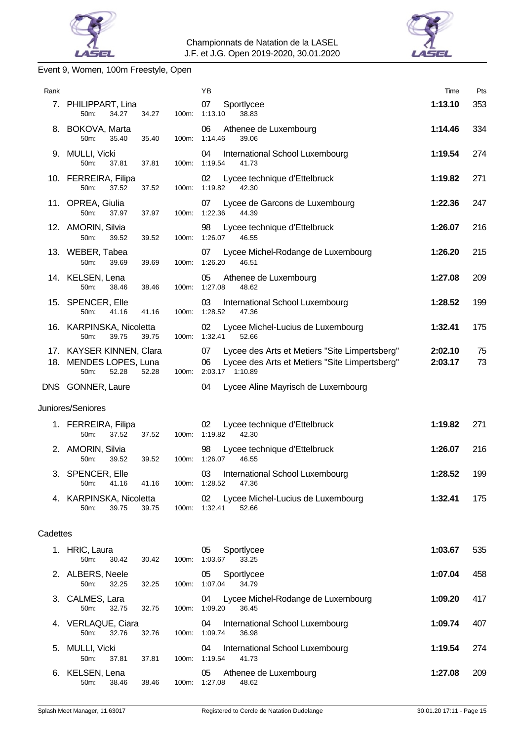Championnats de Natation de la LASEL
J.F. et J.G. Open 2019-2020, 30.01.2020

## Event 9, Women, 100m Freestyle, Open

| Rank | Name | YB | Club | Time | Pts |
|---|---|---|---|---|---|
| 7. | PHILIPPART, Lina | 07 | Sportlycee | 1:13.10 | 353 |
| | 50m: 34.27 34.27 100m: 1:13.10 38.83 | | | | |
| 8. | BOKOVA, Marta | 06 | Athenee de Luxembourg | 1:14.46 | 334 |
| | 50m: 35.40 35.40 100m: 1:14.46 39.06 | | | | |
| 9. | MULLI, Vicki | 04 | International School Luxembourg | 1:19.54 | 274 |
| | 50m: 37.81 37.81 100m: 1:19.54 41.73 | | | | |
| 10. | FERREIRA, Filipa | 02 | Lycee technique d'Ettelbruck | 1:19.82 | 271 |
| | 50m: 37.52 37.52 100m: 1:19.82 42.30 | | | | |
| 11. | OPREA, Giulia | 07 | Lycee de Garcons de Luxembourg | 1:22.36 | 247 |
| | 50m: 37.97 37.97 100m: 1:22.36 44.39 | | | | |
| 12. | AMORIN, Silvia | 98 | Lycee technique d'Ettelbruck | 1:26.07 | 216 |
| | 50m: 39.52 39.52 100m: 1:26.07 46.55 | | | | |
| 13. | WEBER, Tabea | 07 | Lycee Michel-Rodange de Luxembourg | 1:26.20 | 215 |
| | 50m: 39.69 39.69 100m: 1:26.20 46.51 | | | | |
| 14. | KELSEN, Lena | 05 | Athenee de Luxembourg | 1:27.08 | 209 |
| | 50m: 38.46 38.46 100m: 1:27.08 48.62 | | | | |
| 15. | SPENCER, Elle | 03 | International School Luxembourg | 1:28.52 | 199 |
| | 50m: 41.16 41.16 100m: 1:28.52 47.36 | | | | |
| 16. | KARPINSKA, Nicoletta | 02 | Lycee Michel-Lucius de Luxembourg | 1:32.41 | 175 |
| | 50m: 39.75 39.75 100m: 1:32.41 52.66 | | | | |
| 17. | KAYSER KINNEN, Clara | 07 | Lycee des Arts et Metiers "Site Limpertsberg" | 2:02.10 | 75 |
| 18. | MENDES LOPES, Luna | 06 | Lycee des Arts et Metiers "Site Limpertsberg" | 2:03.17 | 73 |
| | 50m: 52.28 52.28 100m: 2:03.17 1:10.89 | | | | |
| DNS | GONNER, Laure | 04 | Lycee Aline Mayrisch de Luxembourg | | |

### Juniores/Seniores

| Rank | Name | YB | Club | Time | Pts |
|---|---|---|---|---|---|
| 1. | FERREIRA, Filipa | 02 | Lycee technique d'Ettelbruck | 1:19.82 | 271 |
| | 50m: 37.52 37.52 100m: 1:19.82 42.30 | | | | |
| 2. | AMORIN, Silvia | 98 | Lycee technique d'Ettelbruck | 1:26.07 | 216 |
| | 50m: 39.52 39.52 100m: 1:26.07 46.55 | | | | |
| 3. | SPENCER, Elle | 03 | International School Luxembourg | 1:28.52 | 199 |
| | 50m: 41.16 41.16 100m: 1:28.52 47.36 | | | | |
| 4. | KARPINSKA, Nicoletta | 02 | Lycee Michel-Lucius de Luxembourg | 1:32.41 | 175 |
| | 50m: 39.75 39.75 100m: 1:32.41 52.66 | | | | |

### Cadettes

| Rank | Name | YB | Club | Time | Pts |
|---|---|---|---|---|---|
| 1. | HRIC, Laura | 05 | Sportlycee | 1:03.67 | 535 |
| | 50m: 30.42 30.42 100m: 1:03.67 33.25 | | | | |
| 2. | ALBERS, Neele | 05 | Sportlycee | 1:07.04 | 458 |
| | 50m: 32.25 32.25 100m: 1:07.04 34.79 | | | | |
| 3. | CALMES, Lara | 04 | Lycee Michel-Rodange de Luxembourg | 1:09.20 | 417 |
| | 50m: 32.75 32.75 100m: 1:09.20 36.45 | | | | |
| 4. | VERLAQUE, Ciara | 04 | International School Luxembourg | 1:09.74 | 407 |
| | 50m: 32.76 32.76 100m: 1:09.74 36.98 | | | | |
| 5. | MULLI, Vicki | 04 | International School Luxembourg | 1:19.54 | 274 |
| | 50m: 37.81 37.81 100m: 1:19.54 41.73 | | | | |
| 6. | KELSEN, Lena | 05 | Athenee de Luxembourg | 1:27.08 | 209 |
| | 50m: 38.46 38.46 100m: 1:27.08 48.62 | | | | |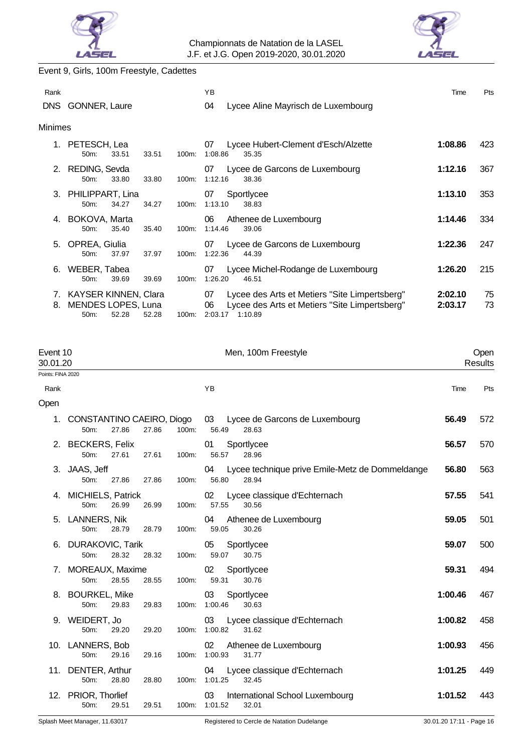Event 9, Girls, 100m Freestyle, Cadettes

| Rank | Name | YB | Club | Time | Pts |
|---|---|---|---|---|---|
| DNS | GONNER, Laure | 04 | Lycee Aline Mayrisch de Luxembourg | | |

**Minimes**

| Rank | Name | YB | Club | Time | Pts |
|---|---|---|---|---|---|
| 1. | PETESCH, Lea | 07 | Lycee Hubert-Clement d'Esch/Alzette | **1:08.86** | 423 |
| | 50m: 33.51 33.51 | 100m: 1:08.86 35.35 | | | |
| 2. | REDING, Sevda | 07 | Lycee de Garcons de Luxembourg | **1:12.16** | 367 |
| | 50m: 33.80 33.80 | 100m: 1:12.16 38.36 | | | |
| 3. | PHILIPPART, Lina | 07 | Sportlycee | **1:13.10** | 353 |
| | 50m: 34.27 34.27 | 100m: 1:13.10 38.83 | | | |
| 4. | BOKOVA, Marta | 06 | Athenee de Luxembourg | **1:14.46** | 334 |
| | 50m: 35.40 35.40 | 100m: 1:14.46 39.06 | | | |
| 5. | OPREA, Giulia | 07 | Lycee de Garcons de Luxembourg | **1:22.36** | 247 |
| | 50m: 37.97 37.97 | 100m: 1:22.36 44.39 | | | |
| 6. | WEBER, Tabea | 07 | Lycee Michel-Rodange de Luxembourg | **1:26.20** | 215 |
| | 50m: 39.69 39.69 | 100m: 1:26.20 46.51 | | | |
| 7. | KAYSER KINNEN, Clara | 07 | Lycee des Arts et Metiers "Site Limpertsberg" | **2:02.10** | 75 |
| 8. | MENDES LOPES, Luna | 06 | Lycee des Arts et Metiers "Site Limpertsberg" | **2:03.17** | 73 |
| | 50m: 52.28 52.28 | 100m: 2:03.17 1:10.89 | | | |

## Event 10 — Men, 100m Freestyle — Open

30.01.20 — Results

Points: FINA 2020

**Open**

| Rank | Name | YB | Club | Time | Pts |
|---|---|---|---|---|---|
| 1. | CONSTANTINO CAEIRO, Diogo | 03 | Lycee de Garcons de Luxembourg | **56.49** | 572 |
| | 50m: 27.86 27.86 | 100m: 56.49 28.63 | | | |
| 2. | BECKERS, Felix | 01 | Sportlycee | **56.57** | 570 |
| | 50m: 27.61 27.61 | 100m: 56.57 28.96 | | | |
| 3. | JAAS, Jeff | 04 | Lycee technique prive Emile-Metz de Dommeldange | **56.80** | 563 |
| | 50m: 27.86 27.86 | 100m: 56.80 28.94 | | | |
| 4. | MICHIELS, Patrick | 02 | Lycee classique d'Echternach | **57.55** | 541 |
| | 50m: 26.99 26.99 | 100m: 57.55 30.56 | | | |
| 5. | LANNERS, Nik | 04 | Athenee de Luxembourg | **59.05** | 501 |
| | 50m: 28.79 28.79 | 100m: 59.05 30.26 | | | |
| 6. | DURAKOVIC, Tarik | 05 | Sportlycee | **59.07** | 500 |
| | 50m: 28.32 28.32 | 100m: 59.07 30.75 | | | |
| 7. | MOREAUX, Maxime | 02 | Sportlycee | **59.31** | 494 |
| | 50m: 28.55 28.55 | 100m: 59.31 30.76 | | | |
| 8. | BOURKEL, Mike | 03 | Sportlycee | **1:00.46** | 467 |
| | 50m: 29.83 29.83 | 100m: 1:00.46 30.63 | | | |
| 9. | WEIDERT, Jo | 03 | Lycee classique d'Echternach | **1:00.82** | 458 |
| | 50m: 29.20 29.20 | 100m: 1:00.82 31.62 | | | |
| 10. | LANNERS, Bob | 02 | Athenee de Luxembourg | **1:00.93** | 456 |
| | 50m: 29.16 29.16 | 100m: 1:00.93 31.77 | | | |
| 11. | DENTER, Arthur | 04 | Lycee classique d'Echternach | **1:01.25** | 449 |
| | 50m: 28.80 28.80 | 100m: 1:01.25 32.45 | | | |
| 12. | PRIOR, Thorlief | 03 | International School Luxembourg | **1:01.52** | 443 |
| | 50m: 29.51 29.51 | 100m: 1:01.52 32.01 | | | |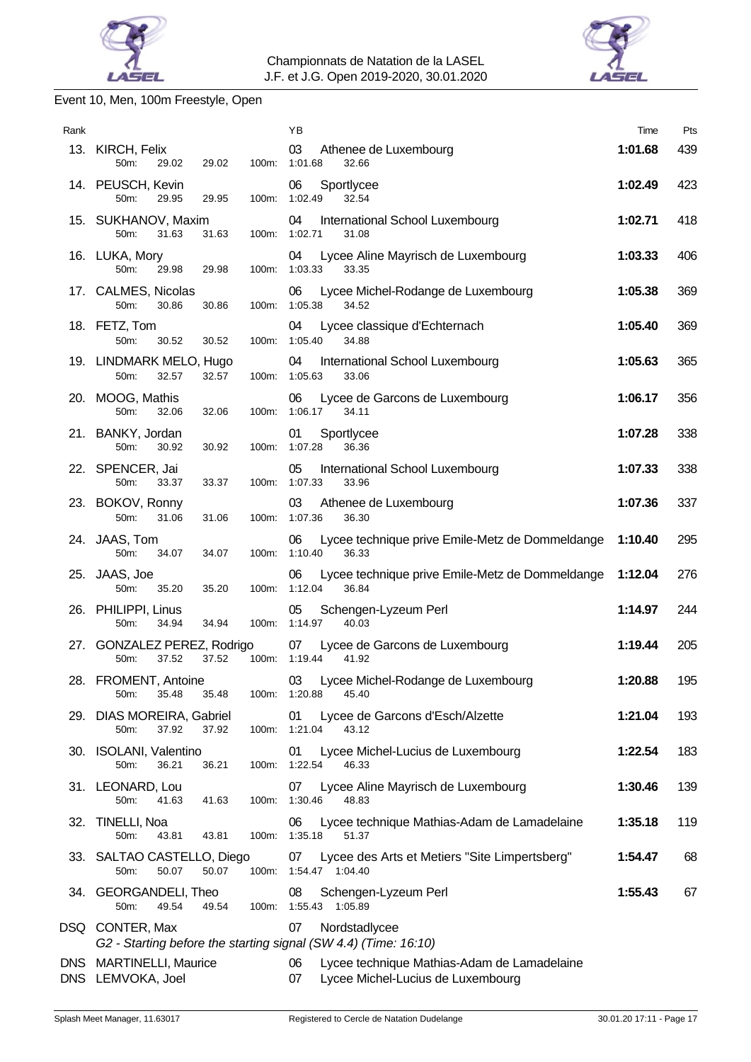Championnats de Natation de la LASEL
J.F. et J.G. Open 2019-2020, 30.01.2020

## Event 10, Men, 100m Freestyle, Open

| Rank | Name | YB | Club | Time | Pts |
|---|---|---|---|---|---|
| 13. | KIRCH, Felix | 03 | Athenee de Luxembourg | **1:01.68** | 439 |
| | 50m: 29.02 29.02 100m: 1:01.68 32.66 | | | | |
| 14. | PEUSCH, Kevin | 06 | Sportlycee | **1:02.49** | 423 |
| | 50m: 29.95 29.95 100m: 1:02.49 32.54 | | | | |
| 15. | SUKHANOV, Maxim | 04 | International School Luxembourg | **1:02.71** | 418 |
| | 50m: 31.63 31.63 100m: 1:02.71 31.08 | | | | |
| 16. | LUKA, Mory | 04 | Lycee Aline Mayrisch de Luxembourg | **1:03.33** | 406 |
| | 50m: 29.98 29.98 100m: 1:03.33 33.35 | | | | |
| 17. | CALMES, Nicolas | 06 | Lycee Michel-Rodange de Luxembourg | **1:05.38** | 369 |
| | 50m: 30.86 30.86 100m: 1:05.38 34.52 | | | | |
| 18. | FETZ, Tom | 04 | Lycee classique d'Echternach | **1:05.40** | 369 |
| | 50m: 30.52 30.52 100m: 1:05.40 34.88 | | | | |
| 19. | LINDMARK MELO, Hugo | 04 | International School Luxembourg | **1:05.63** | 365 |
| | 50m: 32.57 32.57 100m: 1:05.63 33.06 | | | | |
| 20. | MOOG, Mathis | 06 | Lycee de Garcons de Luxembourg | **1:06.17** | 356 |
| | 50m: 32.06 32.06 100m: 1:06.17 34.11 | | | | |
| 21. | BANKY, Jordan | 01 | Sportlycee | **1:07.28** | 338 |
| | 50m: 30.92 30.92 100m: 1:07.28 36.36 | | | | |
| 22. | SPENCER, Jai | 05 | International School Luxembourg | **1:07.33** | 338 |
| | 50m: 33.37 33.37 100m: 1:07.33 33.96 | | | | |
| 23. | BOKOV, Ronny | 03 | Athenee de Luxembourg | **1:07.36** | 337 |
| | 50m: 31.06 31.06 100m: 1:07.36 36.30 | | | | |
| 24. | JAAS, Tom | 06 | Lycee technique prive Emile-Metz de Dommeldange | **1:10.40** | 295 |
| | 50m: 34.07 34.07 100m: 1:10.40 36.33 | | | | |
| 25. | JAAS, Joe | 06 | Lycee technique prive Emile-Metz de Dommeldange | **1:12.04** | 276 |
| | 50m: 35.20 35.20 100m: 1:12.04 36.84 | | | | |
| 26. | PHILIPPI, Linus | 05 | Schengen-Lyzeum Perl | **1:14.97** | 244 |
| | 50m: 34.94 34.94 100m: 1:14.97 40.03 | | | | |
| 27. | GONZALEZ PEREZ, Rodrigo | 07 | Lycee de Garcons de Luxembourg | **1:19.44** | 205 |
| | 50m: 37.52 37.52 100m: 1:19.44 41.92 | | | | |
| 28. | FROMENT, Antoine | 03 | Lycee Michel-Rodange de Luxembourg | **1:20.88** | 195 |
| | 50m: 35.48 35.48 100m: 1:20.88 45.40 | | | | |
| 29. | DIAS MOREIRA, Gabriel | 01 | Lycee de Garcons d'Esch/Alzette | **1:21.04** | 193 |
| | 50m: 37.92 37.92 100m: 1:21.04 43.12 | | | | |
| 30. | ISOLANI, Valentino | 01 | Lycee Michel-Lucius de Luxembourg | **1:22.54** | 183 |
| | 50m: 36.21 36.21 100m: 1:22.54 46.33 | | | | |
| 31. | LEONARD, Lou | 07 | Lycee Aline Mayrisch de Luxembourg | **1:30.46** | 139 |
| | 50m: 41.63 41.63 100m: 1:30.46 48.83 | | | | |
| 32. | TINELLI, Noa | 06 | Lycee technique Mathias-Adam de Lamadelaine | **1:35.18** | 119 |
| | 50m: 43.81 43.81 100m: 1:35.18 51.37 | | | | |
| 33. | SALTAO CASTELLO, Diego | 07 | Lycee des Arts et Metiers "Site Limpertsberg" | **1:54.47** | 68 |
| | 50m: 50.07 50.07 100m: 1:54.47 1:04.40 | | | | |
| 34. | GEORGANDELI, Theo | 08 | Schengen-Lyzeum Perl | **1:55.43** | 67 |
| | 50m: 49.54 49.54 100m: 1:55.43 1:05.89 | | | | |
| DSQ | CONTER, Max | 07 | Nordstadlycee | | |
| | *G2 - Starting before the starting signal (SW 4.4) (Time: 16:10)* | | | | |
| DNS | MARTINELLI, Maurice | 06 | Lycee technique Mathias-Adam de Lamadelaine | | |
| DNS | LEMVOKA, Joel | 07 | Lycee Michel-Lucius de Luxembourg | | |

Splash Meet Manager, 11.63017 Registered to Cercle de Natation Dudelange 30.01.20 17:11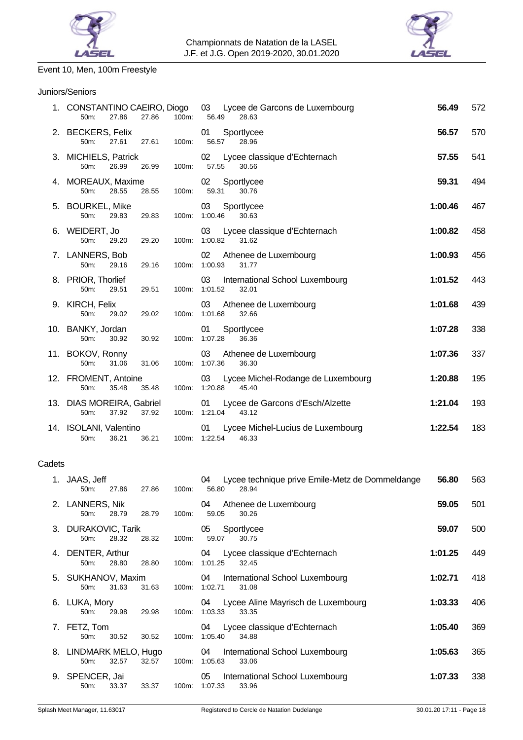Championnats de Natation de la LASEL
J.F. et J.G. Open 2019-2020, 30.01.2020

## Event 10, Men, 100m Freestyle

### Juniors/Seniors

| Place | Name | YB | Club | 50m | 100m | Split | Time | Points |
|---|---|---|---|---|---|---|---|---|
| 1. | CONSTANTINO CAEIRO, Diogo | 03 | Lycee de Garcons de Luxembourg | 27.86 | 56.49 | 28.63 | 56.49 | 572 |
| 2. | BECKERS, Felix | 01 | Sportlycee | 27.61 | 56.57 | 28.96 | 56.57 | 570 |
| 3. | MICHIELS, Patrick | 02 | Lycee classique d'Echternach | 26.99 | 57.55 | 30.56 | 57.55 | 541 |
| 4. | MOREAUX, Maxime | 02 | Sportlycee | 28.55 | 59.31 | 30.76 | 59.31 | 494 |
| 5. | BOURKEL, Mike | 03 | Sportlycee | 29.83 | 1:00.46 | 30.63 | 1:00.46 | 467 |
| 6. | WEIDERT, Jo | 03 | Lycee classique d'Echternach | 29.20 | 1:00.82 | 31.62 | 1:00.82 | 458 |
| 7. | LANNERS, Bob | 02 | Athenee de Luxembourg | 29.16 | 1:00.93 | 31.77 | 1:00.93 | 456 |
| 8. | PRIOR, Thorlief | 03 | International School Luxembourg | 29.51 | 1:01.52 | 32.01 | 1:01.52 | 443 |
| 9. | KIRCH, Felix | 03 | Athenee de Luxembourg | 29.02 | 1:01.68 | 32.66 | 1:01.68 | 439 |
| 10. | BANKY, Jordan | 01 | Sportlycee | 30.92 | 1:07.28 | 36.36 | 1:07.28 | 338 |
| 11. | BOKOV, Ronny | 03 | Athenee de Luxembourg | 31.06 | 1:07.36 | 36.30 | 1:07.36 | 337 |
| 12. | FROMENT, Antoine | 03 | Lycee Michel-Rodange de Luxembourg | 35.48 | 1:20.88 | 45.40 | 1:20.88 | 195 |
| 13. | DIAS MOREIRA, Gabriel | 01 | Lycee de Garcons d'Esch/Alzette | 37.92 | 1:21.04 | 43.12 | 1:21.04 | 193 |
| 14. | ISOLANI, Valentino | 01 | Lycee Michel-Lucius de Luxembourg | 36.21 | 1:22.54 | 46.33 | 1:22.54 | 183 |

### Cadets

| Place | Name | YB | Club | 50m | 100m | Split | Time | Points |
|---|---|---|---|---|---|---|---|---|
| 1. | JAAS, Jeff | 04 | Lycee technique prive Emile-Metz de Dommeldange | 27.86 | 56.80 | 28.94 | 56.80 | 563 |
| 2. | LANNERS, Nik | 04 | Athenee de Luxembourg | 28.79 | 59.05 | 30.26 | 59.05 | 501 |
| 3. | DURAKOVIC, Tarik | 05 | Sportlycee | 28.32 | 59.07 | 30.75 | 59.07 | 500 |
| 4. | DENTER, Arthur | 04 | Lycee classique d'Echternach | 28.80 | 1:01.25 | 32.45 | 1:01.25 | 449 |
| 5. | SUKHANOV, Maxim | 04 | International School Luxembourg | 31.63 | 1:02.71 | 31.08 | 1:02.71 | 418 |
| 6. | LUKA, Mory | 04 | Lycee Aline Mayrisch de Luxembourg | 29.98 | 1:03.33 | 33.35 | 1:03.33 | 406 |
| 7. | FETZ, Tom | 04 | Lycee classique d'Echternach | 30.52 | 1:05.40 | 34.88 | 1:05.40 | 369 |
| 8. | LINDMARK MELO, Hugo | 04 | International School Luxembourg | 32.57 | 1:05.63 | 33.06 | 1:05.63 | 365 |
| 9. | SPENCER, Jai | 05 | International School Luxembourg | 33.37 | 1:07.33 | 33.96 | 1:07.33 | 338 |

Splash Meet Manager, 11.63017 — Registered to Cercle de Natation Dudelange — 30.01.20 17:11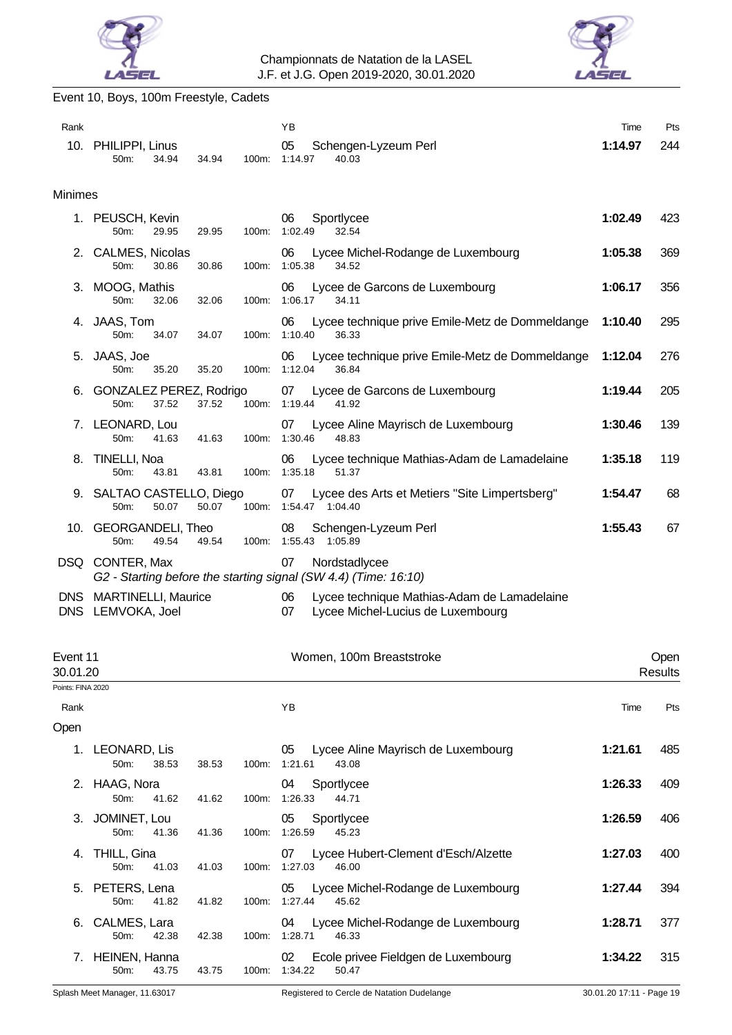Championnats de Natation de la LASEL
J.F. et J.G. Open 2019-2020, 30.01.2020

## Event 10, Boys, 100m Freestyle, Cadets

| Rank | Name | YB | Club | Time | Pts |
|---|---|---|---|---|---|
| 10. | PHILIPPI, Linus | 05 | Schengen-Lyzeum Perl | **1:14.97** | 244 |
| | 50m: 34.94 34.94 100m: 1:14.97 40.03 | | | | |

### Minimes

| Rank | Name | YB | Club | Time | Pts |
|---|---|---|---|---|---|
| 1. | PEUSCH, Kevin | 06 | Sportlycee | **1:02.49** | 423 |
| | 50m: 29.95 29.95 100m: 1:02.49 32.54 | | | | |
| 2. | CALMES, Nicolas | 06 | Lycee Michel-Rodange de Luxembourg | **1:05.38** | 369 |
| | 50m: 30.86 30.86 100m: 1:05.38 34.52 | | | | |
| 3. | MOOG, Mathis | 06 | Lycee de Garcons de Luxembourg | **1:06.17** | 356 |
| | 50m: 32.06 32.06 100m: 1:06.17 34.11 | | | | |
| 4. | JAAS, Tom | 06 | Lycee technique prive Emile-Metz de Dommeldange | **1:10.40** | 295 |
| | 50m: 34.07 34.07 100m: 1:10.40 36.33 | | | | |
| 5. | JAAS, Joe | 06 | Lycee technique prive Emile-Metz de Dommeldange | **1:12.04** | 276 |
| | 50m: 35.20 35.20 100m: 1:12.04 36.84 | | | | |
| 6. | GONZALEZ PEREZ, Rodrigo | 07 | Lycee de Garcons de Luxembourg | **1:19.44** | 205 |
| | 50m: 37.52 37.52 100m: 1:19.44 41.92 | | | | |
| 7. | LEONARD, Lou | 07 | Lycee Aline Mayrisch de Luxembourg | **1:30.46** | 139 |
| | 50m: 41.63 41.63 100m: 1:30.46 48.83 | | | | |
| 8. | TINELLI, Noa | 06 | Lycee technique Mathias-Adam de Lamadelaine | **1:35.18** | 119 |
| | 50m: 43.81 43.81 100m: 1:35.18 51.37 | | | | |
| 9. | SALTAO CASTELLO, Diego | 07 | Lycee des Arts et Metiers "Site Limpertsberg" | **1:54.47** | 68 |
| | 50m: 50.07 50.07 100m: 1:54.47 1:04.40 | | | | |
| 10. | GEORGANDELI, Theo | 08 | Schengen-Lyzeum Perl | **1:55.43** | 67 |
| | 50m: 49.54 49.54 100m: 1:55.43 1:05.89 | | | | |
| DSQ | CONTER, Max | 07 | Nordstadlycee | | |
| | *G2 - Starting before the starting signal (SW 4.4) (Time: 16:10)* | | | | |
| DNS | MARTINELLI, Maurice | 06 | Lycee technique Mathias-Adam de Lamadelaine | | |
| DNS | LEMVOKA, Joel | 07 | Lycee Michel-Lucius de Luxembourg | | |

## Event 11 — Women, 100m Breaststroke — Open

30.01.20 — Results

Points: FINA 2020

### Open

| Rank | Name | YB | Club | Time | Pts |
|---|---|---|---|---|---|
| 1. | LEONARD, Lis | 05 | Lycee Aline Mayrisch de Luxembourg | **1:21.61** | 485 |
| | 50m: 38.53 38.53 100m: 1:21.61 43.08 | | | | |
| 2. | HAAG, Nora | 04 | Sportlycee | **1:26.33** | 409 |
| | 50m: 41.62 41.62 100m: 1:26.33 44.71 | | | | |
| 3. | JOMINET, Lou | 05 | Sportlycee | **1:26.59** | 406 |
| | 50m: 41.36 41.36 100m: 1:26.59 45.23 | | | | |
| 4. | THILL, Gina | 07 | Lycee Hubert-Clement d'Esch/Alzette | **1:27.03** | 400 |
| | 50m: 41.03 41.03 100m: 1:27.03 46.00 | | | | |
| 5. | PETERS, Lena | 05 | Lycee Michel-Rodange de Luxembourg | **1:27.44** | 394 |
| | 50m: 41.82 41.82 100m: 1:27.44 45.62 | | | | |
| 6. | CALMES, Lara | 04 | Lycee Michel-Rodange de Luxembourg | **1:28.71** | 377 |
| | 50m: 42.38 42.38 100m: 1:28.71 46.33 | | | | |
| 7. | HEINEN, Hanna | 02 | Ecole privee Fieldgen de Luxembourg | **1:34.22** | 315 |
| | 50m: 43.75 43.75 100m: 1:34.22 50.47 | | | | |

Splash Meet Manager, 11.63017 — Registered to Cercle de Natation Dudelange — 30.01.20 17:11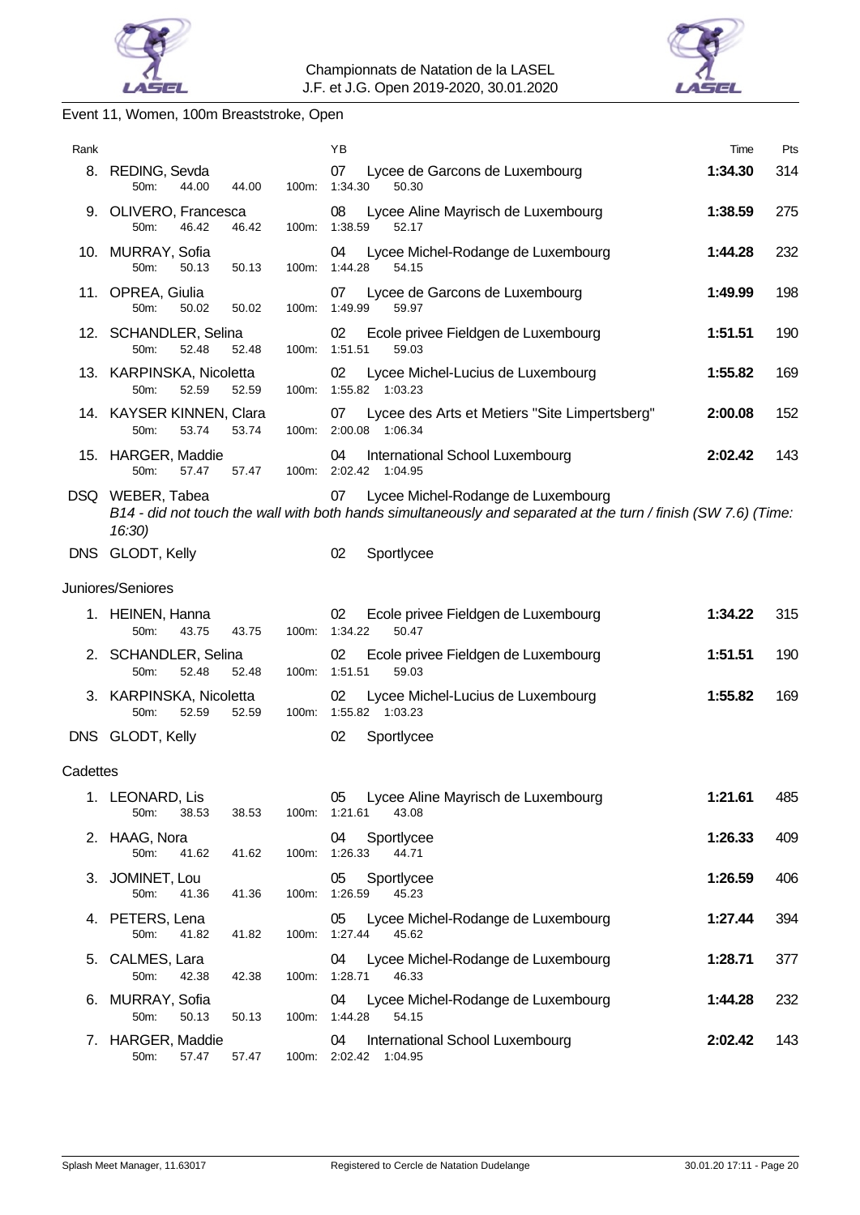Championnats de Natation de la LASEL
J.F. et J.G. Open 2019-2020, 30.01.2020

## Event 11, Women, 100m Breaststroke, Open

| Rank | Name | YB | Club | Time | Pts |
|---|---|---|---|---|---|
| 8. | REDING, Sevda | 07 | Lycee de Garcons de Luxembourg | **1:34.30** | 314 |
| | 50m: 44.00 44.00 100m: 1:34.30 50.30 | | | | |
| 9. | OLIVERO, Francesca | 08 | Lycee Aline Mayrisch de Luxembourg | **1:38.59** | 275 |
| | 50m: 46.42 46.42 100m: 1:38.59 52.17 | | | | |
| 10. | MURRAY, Sofia | 04 | Lycee Michel-Rodange de Luxembourg | **1:44.28** | 232 |
| | 50m: 50.13 50.13 100m: 1:44.28 54.15 | | | | |
| 11. | OPREA, Giulia | 07 | Lycee de Garcons de Luxembourg | **1:49.99** | 198 |
| | 50m: 50.02 50.02 100m: 1:49.99 59.97 | | | | |
| 12. | SCHANDLER, Selina | 02 | Ecole privee Fieldgen de Luxembourg | **1:51.51** | 190 |
| | 50m: 52.48 52.48 100m: 1:51.51 59.03 | | | | |
| 13. | KARPINSKA, Nicoletta | 02 | Lycee Michel-Lucius de Luxembourg | **1:55.82** | 169 |
| | 50m: 52.59 52.59 100m: 1:55.82 1:03.23 | | | | |
| 14. | KAYSER KINNEN, Clara | 07 | Lycee des Arts et Metiers "Site Limpertsberg" | **2:00.08** | 152 |
| | 50m: 53.74 53.74 100m: 2:00.08 1:06.34 | | | | |
| 15. | HARGER, Maddie | 04 | International School Luxembourg | **2:02.42** | 143 |
| | 50m: 57.47 57.47 100m: 2:02.42 1:04.95 | | | | |
| DSQ | WEBER, Tabea | 07 | Lycee Michel-Rodange de Luxembourg | | |
| | *B14 - did not touch the wall with both hands simultaneously and separated at the turn / finish (SW 7.6) (Time: 16:30)* | | | | |
| DNS | GLODT, Kelly | 02 | Sportlycee | | |

### Juniores/Seniores

| Rank | Name | YB | Club | Time | Pts |
|---|---|---|---|---|---|
| 1. | HEINEN, Hanna | 02 | Ecole privee Fieldgen de Luxembourg | **1:34.22** | 315 |
| | 50m: 43.75 43.75 100m: 1:34.22 50.47 | | | | |
| 2. | SCHANDLER, Selina | 02 | Ecole privee Fieldgen de Luxembourg | **1:51.51** | 190 |
| | 50m: 52.48 52.48 100m: 1:51.51 59.03 | | | | |
| 3. | KARPINSKA, Nicoletta | 02 | Lycee Michel-Lucius de Luxembourg | **1:55.82** | 169 |
| | 50m: 52.59 52.59 100m: 1:55.82 1:03.23 | | | | |
| DNS | GLODT, Kelly | 02 | Sportlycee | | |

### Cadettes

| Rank | Name | YB | Club | Time | Pts |
|---|---|---|---|---|---|
| 1. | LEONARD, Lis | 05 | Lycee Aline Mayrisch de Luxembourg | **1:21.61** | 485 |
| | 50m: 38.53 38.53 100m: 1:21.61 43.08 | | | | |
| 2. | HAAG, Nora | 04 | Sportlycee | **1:26.33** | 409 |
| | 50m: 41.62 41.62 100m: 1:26.33 44.71 | | | | |
| 3. | JOMINET, Lou | 05 | Sportlycee | **1:26.59** | 406 |
| | 50m: 41.36 41.36 100m: 1:26.59 45.23 | | | | |
| 4. | PETERS, Lena | 05 | Lycee Michel-Rodange de Luxembourg | **1:27.44** | 394 |
| | 50m: 41.82 41.82 100m: 1:27.44 45.62 | | | | |
| 5. | CALMES, Lara | 04 | Lycee Michel-Rodange de Luxembourg | **1:28.71** | 377 |
| | 50m: 42.38 42.38 100m: 1:28.71 46.33 | | | | |
| 6. | MURRAY, Sofia | 04 | Lycee Michel-Rodange de Luxembourg | **1:44.28** | 232 |
| | 50m: 50.13 50.13 100m: 1:44.28 54.15 | | | | |
| 7. | HARGER, Maddie | 04 | International School Luxembourg | **2:02.42** | 143 |
| | 50m: 57.47 57.47 100m: 2:02.42 1:04.95 | | | | |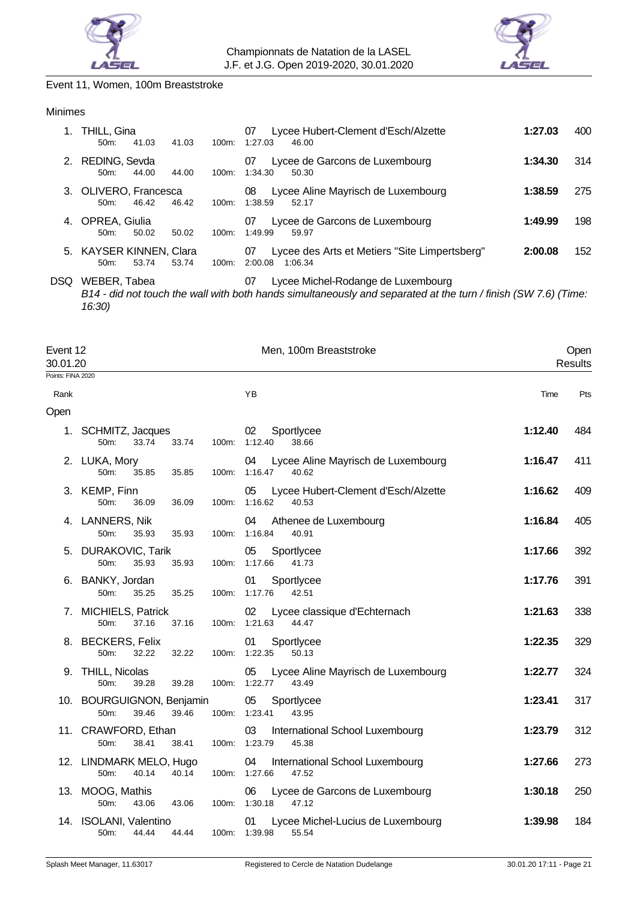Event 11, Women, 100m Breaststroke

Minimes

| Rank | Name | YB | Club | Time | Pts |
|---|---|---|---|---|---|
| 1. | THILL, Gina | 07 | Lycee Hubert-Clement d'Esch/Alzette | **1:27.03** | 400 |
| | 50m: 41.03 41.03 100m: 1:27.03 46.00 | | | | |
| 2. | REDING, Sevda | 07 | Lycee de Garcons de Luxembourg | **1:34.30** | 314 |
| | 50m: 44.00 44.00 100m: 1:34.30 50.30 | | | | |
| 3. | OLIVERO, Francesca | 08 | Lycee Aline Mayrisch de Luxembourg | **1:38.59** | 275 |
| | 50m: 46.42 46.42 100m: 1:38.59 52.17 | | | | |
| 4. | OPREA, Giulia | 07 | Lycee de Garcons de Luxembourg | **1:49.99** | 198 |
| | 50m: 50.02 50.02 100m: 1:49.99 59.97 | | | | |
| 5. | KAYSER KINNEN, Clara | 07 | Lycee des Arts et Metiers "Site Limpertsberg" | **2:00.08** | 152 |
| | 50m: 53.74 53.74 100m: 2:00.08 1:06.34 | | | | |
| DSQ | WEBER, Tabea | 07 | Lycee Michel-Rodange de Luxembourg | | |

*B14 - did not touch the wall with both hands simultaneously and separated at the turn / finish (SW 7.6) (Time: 16:30)*

## Event 12 Men, 100m Breaststroke

30.01.20 — Open Results

Points: FINA 2020

Open

| Rank | Name | YB | Club | Time | Pts |
|---|---|---|---|---|---|
| 1. | SCHMITZ, Jacques | 02 | Sportlycee | **1:12.40** | 484 |
| | 50m: 33.74 33.74 100m: 1:12.40 38.66 | | | | |
| 2. | LUKA, Mory | 04 | Lycee Aline Mayrisch de Luxembourg | **1:16.47** | 411 |
| | 50m: 35.85 35.85 100m: 1:16.47 40.62 | | | | |
| 3. | KEMP, Finn | 05 | Lycee Hubert-Clement d'Esch/Alzette | **1:16.62** | 409 |
| | 50m: 36.09 36.09 100m: 1:16.62 40.53 | | | | |
| 4. | LANNERS, Nik | 04 | Athenee de Luxembourg | **1:16.84** | 405 |
| | 50m: 35.93 35.93 100m: 1:16.84 40.91 | | | | |
| 5. | DURAKOVIC, Tarik | 05 | Sportlycee | **1:17.66** | 392 |
| | 50m: 35.93 35.93 100m: 1:17.66 41.73 | | | | |
| 6. | BANKY, Jordan | 01 | Sportlycee | **1:17.76** | 391 |
| | 50m: 35.25 35.25 100m: 1:17.76 42.51 | | | | |
| 7. | MICHIELS, Patrick | 02 | Lycee classique d'Echternach | **1:21.63** | 338 |
| | 50m: 37.16 37.16 100m: 1:21.63 44.47 | | | | |
| 8. | BECKERS, Felix | 01 | Sportlycee | **1:22.35** | 329 |
| | 50m: 32.22 32.22 100m: 1:22.35 50.13 | | | | |
| 9. | THILL, Nicolas | 05 | Lycee Aline Mayrisch de Luxembourg | **1:22.77** | 324 |
| | 50m: 39.28 39.28 100m: 1:22.77 43.49 | | | | |
| 10. | BOURGUIGNON, Benjamin | 05 | Sportlycee | **1:23.41** | 317 |
| | 50m: 39.46 39.46 100m: 1:23.41 43.95 | | | | |
| 11. | CRAWFORD, Ethan | 03 | International School Luxembourg | **1:23.79** | 312 |
| | 50m: 38.41 38.41 100m: 1:23.79 45.38 | | | | |
| 12. | LINDMARK MELO, Hugo | 04 | International School Luxembourg | **1:27.66** | 273 |
| | 50m: 40.14 40.14 100m: 1:27.66 47.52 | | | | |
| 13. | MOOG, Mathis | 06 | Lycee de Garcons de Luxembourg | **1:30.18** | 250 |
| | 50m: 43.06 43.06 100m: 1:30.18 47.12 | | | | |
| 14. | ISOLANI, Valentino | 01 | Lycee Michel-Lucius de Luxembourg | **1:39.98** | 184 |
| | 50m: 44.44 44.44 100m: 1:39.98 55.54 | | | | |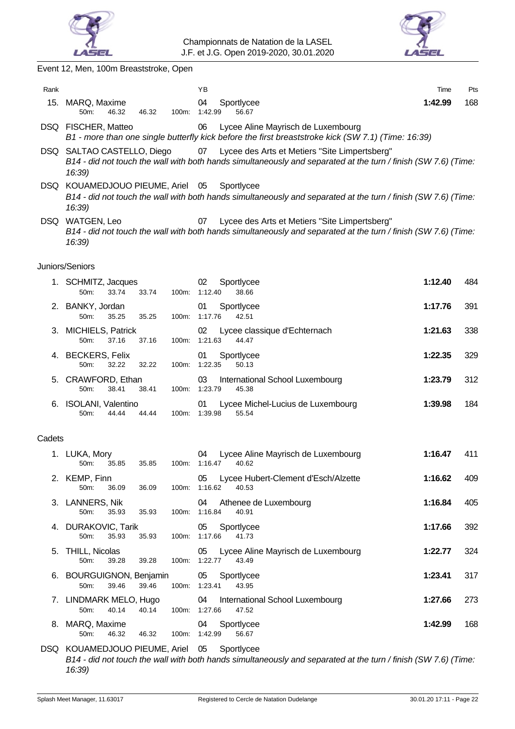Championnats de Natation de la LASEL
J.F. et J.G. Open 2019-2020, 30.01.2020

## Event 12, Men, 100m Breaststroke, Open

| Rank | Name | YB | Club | Time | Pts |
|---|---|---|---|---|---|
| 15. | MARQ, Maxime<br>50m: 46.32 46.32 100m: 1:42.99 56.67 | 04 | Sportlycee | **1:42.99** | 168 |
| DSQ | FISCHER, Matteo<br>*B1 - more than one single butterfly kick before the first breaststroke kick (SW 7.1) (Time: 16:39)* | 06 | Lycee Aline Mayrisch de Luxembourg | | |
| DSQ | SALTAO CASTELLO, Diego<br>*B14 - did not touch the wall with both hands simultaneously and separated at the turn / finish (SW 7.6) (Time: 16:39)* | 07 | Lycee des Arts et Metiers "Site Limpertsberg" | | |
| DSQ | KOUAMEDJOUO PIEUME, Ariel<br>*B14 - did not touch the wall with both hands simultaneously and separated at the turn / finish (SW 7.6) (Time: 16:39)* | 05 | Sportlycee | | |
| DSQ | WATGEN, Leo<br>*B14 - did not touch the wall with both hands simultaneously and separated at the turn / finish (SW 7.6) (Time: 16:39)* | 07 | Lycee des Arts et Metiers "Site Limpertsberg" | | |

### Juniors/Seniors

| Rank | Name | YB | Club | Time | Pts |
|---|---|---|---|---|---|
| 1. | SCHMITZ, Jacques<br>50m: 33.74 33.74 100m: 1:12.40 38.66 | 02 | Sportlycee | **1:12.40** | 484 |
| 2. | BANKY, Jordan<br>50m: 35.25 35.25 100m: 1:17.76 42.51 | 01 | Sportlycee | **1:17.76** | 391 |
| 3. | MICHIELS, Patrick<br>50m: 37.16 37.16 100m: 1:21.63 44.47 | 02 | Lycee classique d'Echternach | **1:21.63** | 338 |
| 4. | BECKERS, Felix<br>50m: 32.22 32.22 100m: 1:22.35 50.13 | 01 | Sportlycee | **1:22.35** | 329 |
| 5. | CRAWFORD, Ethan<br>50m: 38.41 38.41 100m: 1:23.79 45.38 | 03 | International School Luxembourg | **1:23.79** | 312 |
| 6. | ISOLANI, Valentino<br>50m: 44.44 44.44 100m: 1:39.98 55.54 | 01 | Lycee Michel-Lucius de Luxembourg | **1:39.98** | 184 |

### Cadets

| Rank | Name | YB | Club | Time | Pts |
|---|---|---|---|---|---|
| 1. | LUKA, Mory<br>50m: 35.85 35.85 100m: 1:16.47 40.62 | 04 | Lycee Aline Mayrisch de Luxembourg | **1:16.47** | 411 |
| 2. | KEMP, Finn<br>50m: 36.09 36.09 100m: 1:16.62 40.53 | 05 | Lycee Hubert-Clement d'Esch/Alzette | **1:16.62** | 409 |
| 3. | LANNERS, Nik<br>50m: 35.93 35.93 100m: 1:16.84 40.91 | 04 | Athenee de Luxembourg | **1:16.84** | 405 |
| 4. | DURAKOVIC, Tarik<br>50m: 35.93 35.93 100m: 1:17.66 41.73 | 05 | Sportlycee | **1:17.66** | 392 |
| 5. | THILL, Nicolas<br>50m: 39.28 39.28 100m: 1:22.77 43.49 | 05 | Lycee Aline Mayrisch de Luxembourg | **1:22.77** | 324 |
| 6. | BOURGUIGNON, Benjamin<br>50m: 39.46 39.46 100m: 1:23.41 43.95 | 05 | Sportlycee | **1:23.41** | 317 |
| 7. | LINDMARK MELO, Hugo<br>50m: 40.14 40.14 100m: 1:27.66 47.52 | 04 | International School Luxembourg | **1:27.66** | 273 |
| 8. | MARQ, Maxime<br>50m: 46.32 46.32 100m: 1:42.99 56.67 | 04 | Sportlycee | **1:42.99** | 168 |
| DSQ | KOUAMEDJOUO PIEUME, Ariel<br>*B14 - did not touch the wall with both hands simultaneously and separated at the turn / finish (SW 7.6) (Time: 16:39)* | 05 | Sportlycee | | |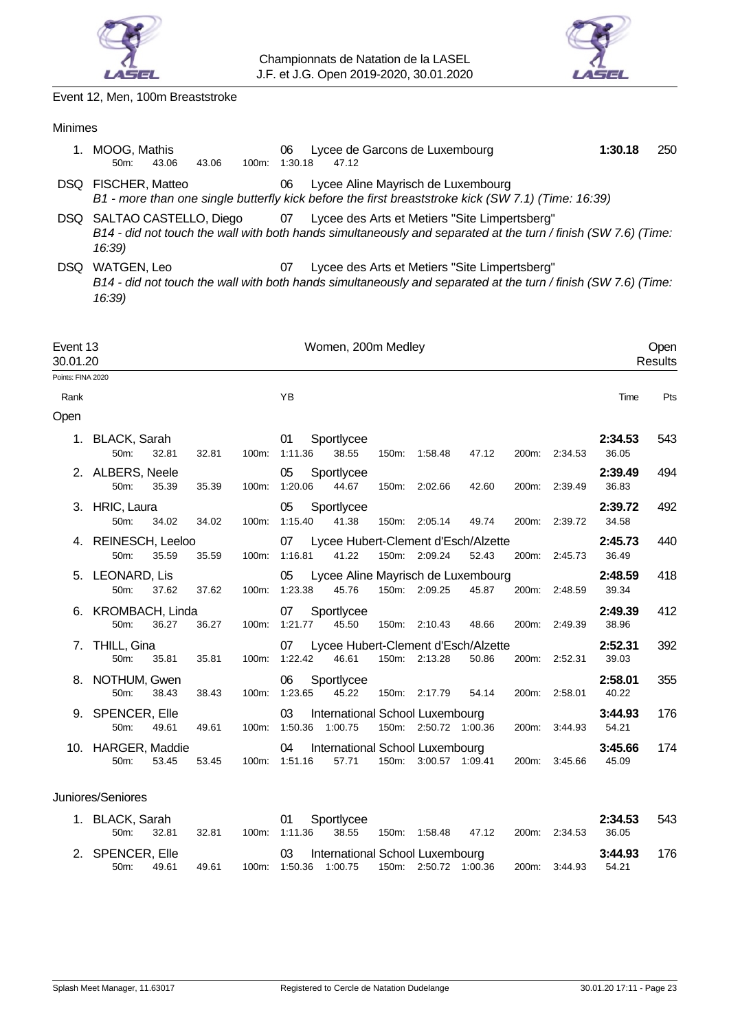Event 12, Men, 100m Breaststroke

Minimes

| Rank | Name | YB | Club | Time | Pts |
|---|---|---|---|---|---|
| 1. | MOOG, Mathis | 06 | Lycee de Garcons de Luxembourg | **1:30.18** | 250 |
| | 50m: 43.06 43.06 100m: 1:30.18 47.12 | | | | |
| DSQ | FISCHER, Matteo | 06 | Lycee Aline Mayrisch de Luxembourg | | |
| | *B1 - more than one single butterfly kick before the first breaststroke kick (SW 7.1) (Time: 16:39)* | | | | |
| DSQ | SALTAO CASTELLO, Diego | 07 | Lycee des Arts et Metiers "Site Limpertsberg" | | |
| | *B14 - did not touch the wall with both hands simultaneously and separated at the turn / finish (SW 7.6) (Time: 16:39)* | | | | |
| DSQ | WATGEN, Leo | 07 | Lycee des Arts et Metiers "Site Limpertsberg" | | |
| | *B14 - did not touch the wall with both hands simultaneously and separated at the turn / finish (SW 7.6) (Time: 16:39)* | | | | |

## Event 13 — Women, 200m Medley — Open Results

30.01.20

Points: FINA 2020

### Open

| Rank | Name | YB | Club | 50m | | 100m | | 150m | | 200m | | Time | Pts |
|---|---|---|---|---|---|---|---|---|---|---|---|---|---|
| 1. | BLACK, Sarah | 01 | Sportlycee | 32.81 | 32.81 | 1:11.36 | 38.55 | 1:58.48 | 47.12 | 2:34.53 | 36.05 | **2:34.53** | 543 |
| 2. | ALBERS, Neele | 05 | Sportlycee | 35.39 | 35.39 | 1:20.06 | 44.67 | 2:02.66 | 42.60 | 2:39.49 | 36.83 | **2:39.49** | 494 |
| 3. | HRIC, Laura | 05 | Sportlycee | 34.02 | 34.02 | 1:15.40 | 41.38 | 2:05.14 | 49.74 | 2:39.72 | 34.58 | **2:39.72** | 492 |
| 4. | REINESCH, Leeloo | 07 | Lycee Hubert-Clement d'Esch/Alzette | 35.59 | 35.59 | 1:16.81 | 41.22 | 2:09.24 | 52.43 | 2:45.73 | 36.49 | **2:45.73** | 440 |
| 5. | LEONARD, Lis | 05 | Lycee Aline Mayrisch de Luxembourg | 37.62 | 37.62 | 1:23.38 | 45.76 | 2:09.25 | 45.87 | 2:48.59 | 39.34 | **2:48.59** | 418 |
| 6. | KROMBACH, Linda | 07 | Sportlycee | 36.27 | 36.27 | 1:21.77 | 45.50 | 2:10.43 | 48.66 | 2:49.39 | 38.96 | **2:49.39** | 412 |
| 7. | THILL, Gina | 07 | Lycee Hubert-Clement d'Esch/Alzette | 35.81 | 35.81 | 1:22.42 | 46.61 | 2:13.28 | 50.86 | 2:52.31 | 39.03 | **2:52.31** | 392 |
| 8. | NOTHUM, Gwen | 06 | Sportlycee | 38.43 | 38.43 | 1:23.65 | 45.22 | 2:17.79 | 54.14 | 2:58.01 | 40.22 | **2:58.01** | 355 |
| 9. | SPENCER, Elle | 03 | International School Luxembourg | 49.61 | 49.61 | 1:50.36 | 1:00.75 | 2:50.72 | 1:00.36 | 3:44.93 | 54.21 | **3:44.93** | 176 |
| 10. | HARGER, Maddie | 04 | International School Luxembourg | 53.45 | 53.45 | 1:51.16 | 57.71 | 3:00.57 | 1:09.41 | 3:45.66 | 45.09 | **3:45.66** | 174 |

### Juniores/Seniores

| Rank | Name | YB | Club | 50m | | 100m | | 150m | | 200m | | Time | Pts |
|---|---|---|---|---|---|---|---|---|---|---|---|---|---|
| 1. | BLACK, Sarah | 01 | Sportlycee | 32.81 | 32.81 | 1:11.36 | 38.55 | 1:58.48 | 47.12 | 2:34.53 | 36.05 | **2:34.53** | 543 |
| 2. | SPENCER, Elle | 03 | International School Luxembourg | 49.61 | 49.61 | 1:50.36 | 1:00.75 | 2:50.72 | 1:00.36 | 3:44.93 | 54.21 | **3:44.93** | 176 |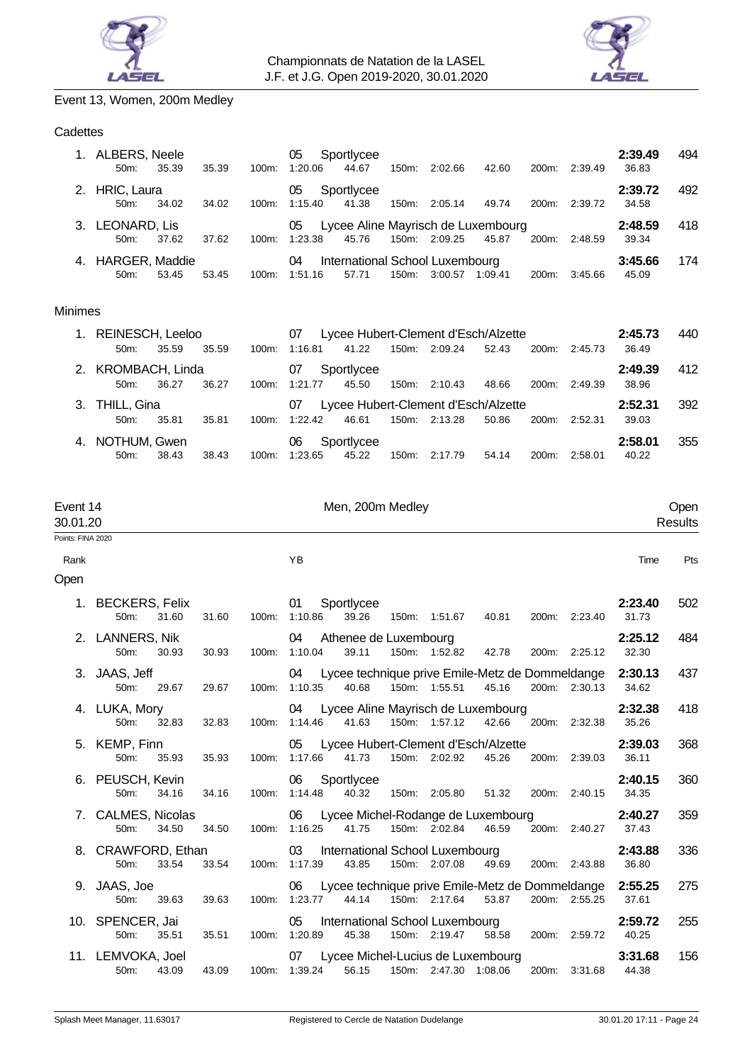Championnats de Natation de la LASEL
J.F. et J.G. Open 2019-2020, 30.01.2020

## Event 13, Women, 200m Medley

### Cadettes

| Rank | Name | YB | Club | Time | Pts |
|---|---|---|---|---|---|
| 1. | ALBERS, Neele | 05 | Sportlycee | 2:39.49 | 494 |
| | 50m: 35.39 35.39 | 100m: 1:20.06 44.67 | 150m: 2:02.66 42.60 | 200m: 2:39.49 36.83 | |
| 2. | HRIC, Laura | 05 | Sportlycee | 2:39.72 | 492 |
| | 50m: 34.02 34.02 | 100m: 1:15.40 41.38 | 150m: 2:05.14 49.74 | 200m: 2:39.72 34.58 | |
| 3. | LEONARD, Lis | 05 | Lycee Aline Mayrisch de Luxembourg | 2:48.59 | 418 |
| | 50m: 37.62 37.62 | 100m: 1:23.38 45.76 | 150m: 2:09.25 45.87 | 200m: 2:48.59 39.34 | |
| 4. | HARGER, Maddie | 04 | International School Luxembourg | 3:45.66 | 174 |
| | 50m: 53.45 53.45 | 100m: 1:51.16 57.71 | 150m: 3:00.57 1:09.41 | 200m: 3:45.66 45.09 | |

### Minimes

| Rank | Name | YB | Club | Time | Pts |
|---|---|---|---|---|---|
| 1. | REINESCH, Leeloo | 07 | Lycee Hubert-Clement d'Esch/Alzette | 2:45.73 | 440 |
| | 50m: 35.59 35.59 | 100m: 1:16.81 41.22 | 150m: 2:09.24 52.43 | 200m: 2:45.73 36.49 | |
| 2. | KROMBACH, Linda | 07 | Sportlycee | 2:49.39 | 412 |
| | 50m: 36.27 36.27 | 100m: 1:21.77 45.50 | 150m: 2:10.43 48.66 | 200m: 2:49.39 38.96 | |
| 3. | THILL, Gina | 07 | Lycee Hubert-Clement d'Esch/Alzette | 2:52.31 | 392 |
| | 50m: 35.81 35.81 | 100m: 1:22.42 46.61 | 150m: 2:13.28 50.86 | 200m: 2:52.31 39.03 | |
| 4. | NOTHUM, Gwen | 06 | Sportlycee | 2:58.01 | 355 |
| | 50m: 38.43 38.43 | 100m: 1:23.65 45.22 | 150m: 2:17.79 54.14 | 200m: 2:58.01 40.22 | |

## Event 14 — Men, 200m Medley — Open Results

30.01.20

Points: FINA 2020

### Open

| Rank | Name | YB | Club | Time | Pts |
|---|---|---|---|---|---|
| 1. | BECKERS, Felix | 01 | Sportlycee | 2:23.40 | 502 |
| | 50m: 31.60 31.60 | 100m: 1:10.86 39.26 | 150m: 1:51.67 40.81 | 200m: 2:23.40 31.73 | |
| 2. | LANNERS, Nik | 04 | Athenee de Luxembourg | 2:25.12 | 484 |
| | 50m: 30.93 30.93 | 100m: 1:10.04 39.11 | 150m: 1:52.82 42.78 | 200m: 2:25.12 32.30 | |
| 3. | JAAS, Jeff | 04 | Lycee technique prive Emile-Metz de Dommeldange | 2:30.13 | 437 |
| | 50m: 29.67 29.67 | 100m: 1:10.35 40.68 | 150m: 1:55.51 45.16 | 200m: 2:30.13 34.62 | |
| 4. | LUKA, Mory | 04 | Lycee Aline Mayrisch de Luxembourg | 2:32.38 | 418 |
| | 50m: 32.83 32.83 | 100m: 1:14.46 41.63 | 150m: 1:57.12 42.66 | 200m: 2:32.38 35.26 | |
| 5. | KEMP, Finn | 05 | Lycee Hubert-Clement d'Esch/Alzette | 2:39.03 | 368 |
| | 50m: 35.93 35.93 | 100m: 1:17.66 41.73 | 150m: 2:02.92 45.26 | 200m: 2:39.03 36.11 | |
| 6. | PEUSCH, Kevin | 06 | Sportlycee | 2:40.15 | 360 |
| | 50m: 34.16 34.16 | 100m: 1:14.48 40.32 | 150m: 2:05.80 51.32 | 200m: 2:40.15 34.35 | |
| 7. | CALMES, Nicolas | 06 | Lycee Michel-Rodange de Luxembourg | 2:40.27 | 359 |
| | 50m: 34.50 34.50 | 100m: 1:16.25 41.75 | 150m: 2:02.84 46.59 | 200m: 2:40.27 37.43 | |
| 8. | CRAWFORD, Ethan | 03 | International School Luxembourg | 2:43.88 | 336 |
| | 50m: 33.54 33.54 | 100m: 1:17.39 43.85 | 150m: 2:07.08 49.69 | 200m: 2:43.88 36.80 | |
| 9. | JAAS, Joe | 06 | Lycee technique prive Emile-Metz de Dommeldange | 2:55.25 | 275 |
| | 50m: 39.63 39.63 | 100m: 1:23.77 44.14 | 150m: 2:17.64 53.87 | 200m: 2:55.25 37.61 | |
| 10. | SPENCER, Jai | 05 | International School Luxembourg | 2:59.72 | 255 |
| | 50m: 35.51 35.51 | 100m: 1:20.89 45.38 | 150m: 2:19.47 58.58 | 200m: 2:59.72 40.25 | |
| 11. | LEMVOKA, Joel | 07 | Lycee Michel-Lucius de Luxembourg | 3:31.68 | 156 |
| | 50m: 43.09 43.09 | 100m: 1:39.24 56.15 | 150m: 2:47.30 1:08.06 | 200m: 3:31.68 44.38 | |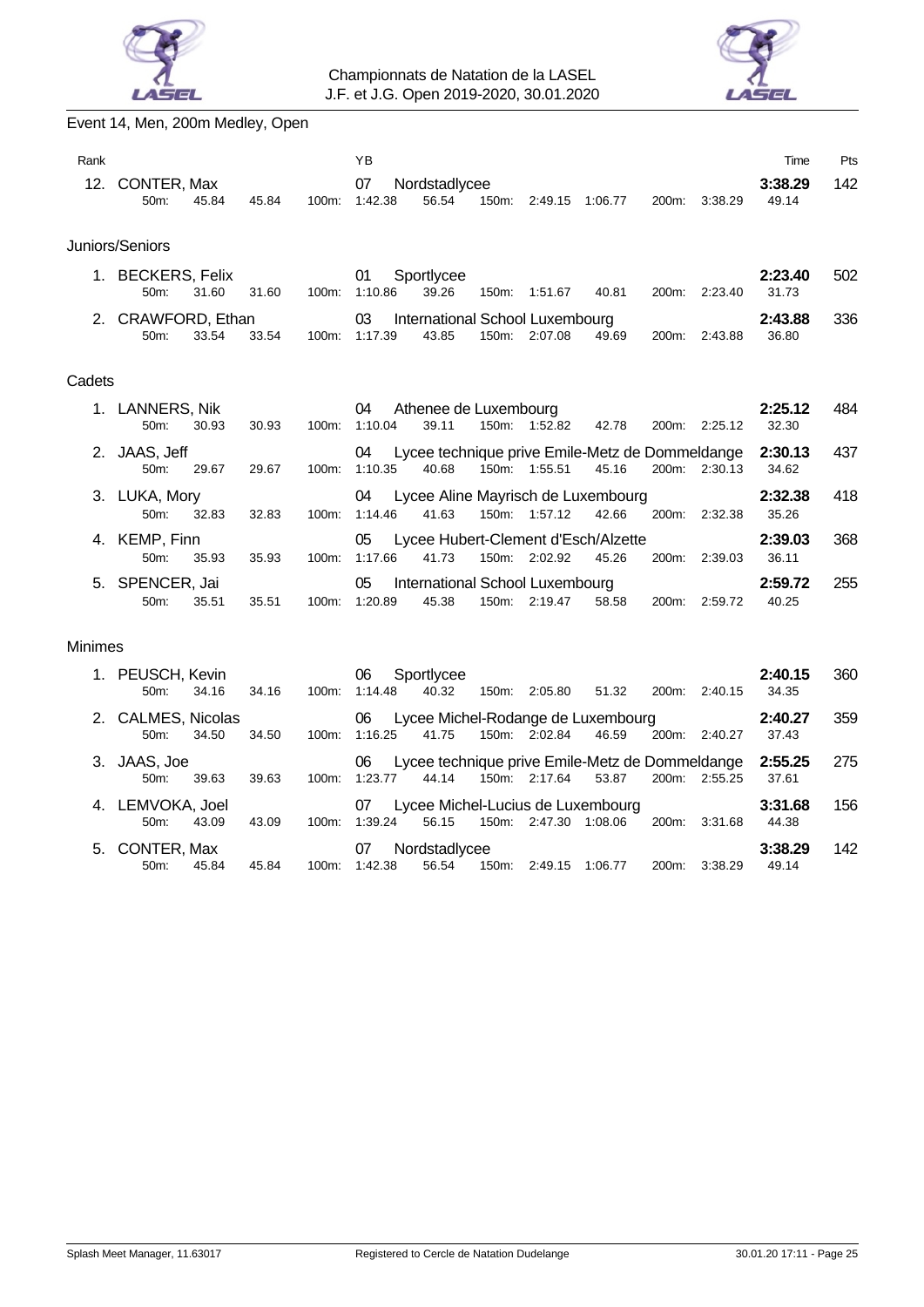Championnats de Natation de la LASEL
J.F. et J.G. Open 2019-2020, 30.01.2020

## Event 14, Men, 200m Medley, Open

| Rank | Name | YB | Club | | | | | | | | | Time | Pts |
|---|---|---|---|---|---|---|---|---|---|---|---|---|---|
| 12. | CONTER, Max | 07 | Nordstadlycee | | | | | | | | | **3:38.29** | 142 |
| | 50m: 45.84 | 45.84 | 100m: | 1:42.38 | 56.54 | 150m: | 2:49.15 | 1:06.77 | 200m: | 3:38.29 | | 49.14 | |

### Juniors/Seniors

| Rank | Name | YB | Club | | | | | | | | | Time | Pts |
|---|---|---|---|---|---|---|---|---|---|---|---|---|---|
| 1. | BECKERS, Felix | 01 | Sportlycee | | | | | | | | | **2:23.40** | 502 |
| | 50m: 31.60 | 31.60 | 100m: | 1:10.86 | 39.26 | 150m: | 1:51.67 | 40.81 | 200m: | 2:23.40 | | 31.73 | |
| 2. | CRAWFORD, Ethan | 03 | International School Luxembourg | | | | | | | | | **2:43.88** | 336 |
| | 50m: 33.54 | 33.54 | 100m: | 1:17.39 | 43.85 | 150m: | 2:07.08 | 49.69 | 200m: | 2:43.88 | | 36.80 | |

### Cadets

| Rank | Name | YB | Club | | | | | | | | | Time | Pts |
|---|---|---|---|---|---|---|---|---|---|---|---|---|---|
| 1. | LANNERS, Nik | 04 | Athenee de Luxembourg | | | | | | | | | **2:25.12** | 484 |
| | 50m: 30.93 | 30.93 | 100m: | 1:10.04 | 39.11 | 150m: | 1:52.82 | 42.78 | 200m: | 2:25.12 | | 32.30 | |
| 2. | JAAS, Jeff | 04 | Lycee technique prive Emile-Metz de Dommeldange | | | | | | | | | **2:30.13** | 437 |
| | 50m: 29.67 | 29.67 | 100m: | 1:10.35 | 40.68 | 150m: | 1:55.51 | 45.16 | 200m: | 2:30.13 | | 34.62 | |
| 3. | LUKA, Mory | 04 | Lycee Aline Mayrisch de Luxembourg | | | | | | | | | **2:32.38** | 418 |
| | 50m: 32.83 | 32.83 | 100m: | 1:14.46 | 41.63 | 150m: | 1:57.12 | 42.66 | 200m: | 2:32.38 | | 35.26 | |
| 4. | KEMP, Finn | 05 | Lycee Hubert-Clement d'Esch/Alzette | | | | | | | | | **2:39.03** | 368 |
| | 50m: 35.93 | 35.93 | 100m: | 1:17.66 | 41.73 | 150m: | 2:02.92 | 45.26 | 200m: | 2:39.03 | | 36.11 | |
| 5. | SPENCER, Jai | 05 | International School Luxembourg | | | | | | | | | **2:59.72** | 255 |
| | 50m: 35.51 | 35.51 | 100m: | 1:20.89 | 45.38 | 150m: | 2:19.47 | 58.58 | 200m: | 2:59.72 | | 40.25 | |

### Minimes

| Rank | Name | YB | Club | | | | | | | | | Time | Pts |
|---|---|---|---|---|---|---|---|---|---|---|---|---|---|
| 1. | PEUSCH, Kevin | 06 | Sportlycee | | | | | | | | | **2:40.15** | 360 |
| | 50m: 34.16 | 34.16 | 100m: | 1:14.48 | 40.32 | 150m: | 2:05.80 | 51.32 | 200m: | 2:40.15 | | 34.35 | |
| 2. | CALMES, Nicolas | 06 | Lycee Michel-Rodange de Luxembourg | | | | | | | | | **2:40.27** | 359 |
| | 50m: 34.50 | 34.50 | 100m: | 1:16.25 | 41.75 | 150m: | 2:02.84 | 46.59 | 200m: | 2:40.27 | | 37.43 | |
| 3. | JAAS, Joe | 06 | Lycee technique prive Emile-Metz de Dommeldange | | | | | | | | | **2:55.25** | 275 |
| | 50m: 39.63 | 39.63 | 100m: | 1:23.77 | 44.14 | 150m: | 2:17.64 | 53.87 | 200m: | 2:55.25 | | 37.61 | |
| 4. | LEMVOKA, Joel | 07 | Lycee Michel-Lucius de Luxembourg | | | | | | | | | **3:31.68** | 156 |
| | 50m: 43.09 | 43.09 | 100m: | 1:39.24 | 56.15 | 150m: | 2:47.30 | 1:08.06 | 200m: | 3:31.68 | | 44.38 | |
| 5. | CONTER, Max | 07 | Nordstadlycee | | | | | | | | | **3:38.29** | 142 |
| | 50m: 45.84 | 45.84 | 100m: | 1:42.38 | 56.54 | 150m: | 2:49.15 | 1:06.77 | 200m: | 3:38.29 | | 49.14 | |

Splash Meet Manager, 11.63017 | Registered to Cercle de Natation Dudelange | 30.01.20 17:11